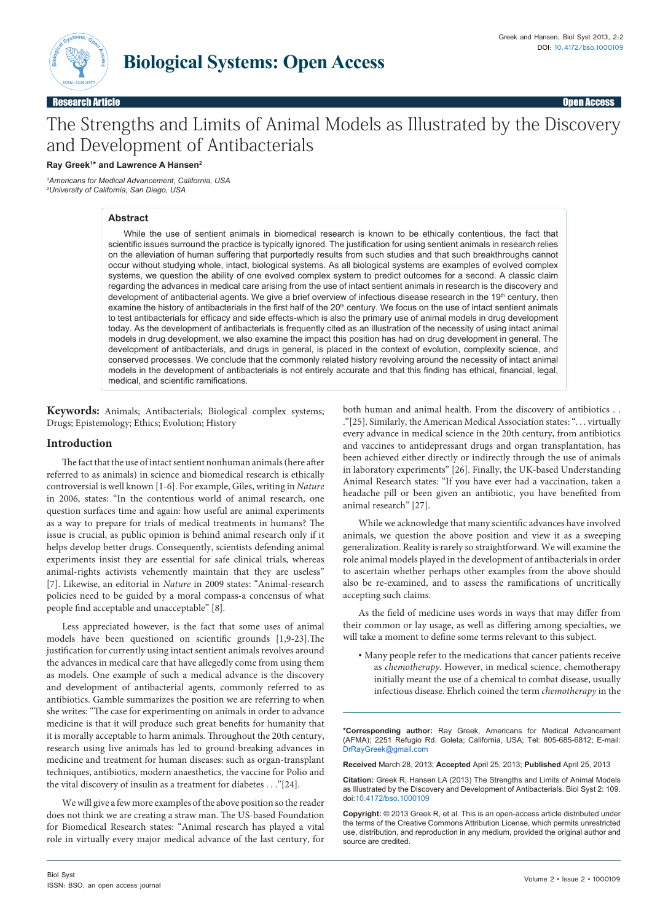# The Strengths and Limits of Animal Models as Illustrated by the Discovery and Development of Antibacterials

**Ray Greek[1]* and Lawrence A Hansen[2]**

[1]*Americans for Medical Advancement, California, USA*
[2]*University of California, San Diego, USA*

## Abstract

While the use of sentient animals in biomedical research is known to be ethically contentious, the fact that scientific issues surround the practice is typically ignored. The justification for using sentient animals in research relies on the alleviation of human suffering that purportedly results from such studies and that such breakthroughs cannot occur without studying whole, intact, biological systems. As all biological systems are examples of evolved complex systems, we question the ability of one evolved complex system to predict outcomes for a second. A classic claim regarding the advances in medical care arising from the use of intact sentient animals in research is the discovery and development of antibacterial agents. We give a brief overview of infectious disease research in the 19th century, then examine the history of antibacterials in the first half of the 20th century. We focus on the use of intact sentient animals to test antibacterials for efficacy and side effects-which is also the primary use of animal models in drug development today. As the development of antibacterials is frequently cited as an illustration of the necessity of using intact animal models in drug development, we also examine the impact this position has had on drug development in general. The development of antibacterials, and drugs in general, is placed in the context of evolution, complexity science, and conserved processes. We conclude that the commonly related history revolving around the necessity of intact animal models in the development of antibacterials is not entirely accurate and that this finding has ethical, financial, legal, medical, and scientific ramifications.

**Keywords:** Animals; Antibacterials; Biological complex systems; Drugs; Epistemology; Ethics; Evolution; History

## Introduction

The fact that the use of intact sentient nonhuman animals (here after referred to as animals) in science and biomedical research is ethically controversial is well known [1-6]. For example, Giles, writing in *Nature* in 2006, states: "In the contentious world of animal research, one question surfaces time and again: how useful are animal experiments as a way to prepare for trials of medical treatments in humans? The issue is crucial, as public opinion is behind animal research only if it helps develop better drugs. Consequently, scientists defending animal experiments insist they are essential for safe clinical trials, whereas animal-rights activists vehemently maintain that they are useless" [7]. Likewise, an editorial in *Nature* in 2009 states: "Animal-research policies need to be guided by a moral compass-a concensus of what people find acceptable and unacceptable" [8].

Less appreciated however, is the fact that some uses of animal models have been questioned on scientific grounds [1,9-23].The justification for currently using intact sentient animals revolves around the advances in medical care that have allegedly come from using them as models. One example of such a medical advance is the discovery and development of antibacterial agents, commonly referred to as antibiotics. Gamble summarizes the position we are referring to when she writes: "The case for experimenting on animals in order to advance medicine is that it will produce such great benefits for humanity that it is morally acceptable to harm animals. Throughout the 20th century, research using live animals has led to ground-breaking advances in medicine and treatment for human diseases: such as organ-transplant techniques, antibiotics, modern anaesthetics, the vaccine for Polio and the vital discovery of insulin as a treatment for diabetes . . ."[24].

We will give a few more examples of the above position so the reader does not think we are creating a straw man. The US-based Foundation for Biomedical Research states: "Animal research has played a vital role in virtually every major medical advance of the last century, for both human and animal health. From the discovery of antibiotics . . ."[25]. Similarly, the American Medical Association states: ". . . virtually every advance in medical science in the 20th century, from antibiotics and vaccines to antidepressant drugs and organ transplantation, has been achieved either directly or indirectly through the use of animals in laboratory experiments" [26]. Finally, the UK-based Understanding Animal Research states: "If you have ever had a vaccination, taken a headache pill or been given an antibiotic, you have benefited from animal research" [27].

While we acknowledge that many scientific advances have involved animals, we question the above position and view it as a sweeping generalization. Reality is rarely so straightforward. We will examine the role animal models played in the development of antibacterials in order to ascertain whether perhaps other examples from the above should also be re-examined, and to assess the ramifications of uncritically accepting such claims.

As the field of medicine uses words in ways that may differ from their common or lay usage, as well as differing among specialties, we will take a moment to define some terms relevant to this subject.

- Many people refer to the medications that cancer patients receive as *chemotherapy*. However, in medical science, chemotherapy initially meant the use of a chemical to combat disease, usually infectious disease. Ehrlich coined the term *chemotherapy* in the

**\*Corresponding author:** Ray Greek, Americans for Medical Advancement (AFMA); 2251 Refugio Rd. Goleta; California, USA; Tel: 805-685-6812; E-mail: DrRayGreek@gmail.com

**Received** March 28, 2013; **Accepted** April 25, 2013; **Published** April 25, 2013

**Citation:** Greek R, Hansen LA (2013) The Strengths and Limits of Animal Models as Illustrated by the Discovery and Development of Antibacterials. Biol Syst 2: 109. doi:10.4172/bso.1000109

**Copyright:** © 2013 Greek R, et al. This is an open-access article distributed under the terms of the Creative Commons Attribution License, which permits unrestricted use, distribution, and reproduction in any medium, provided the original author and source are credited.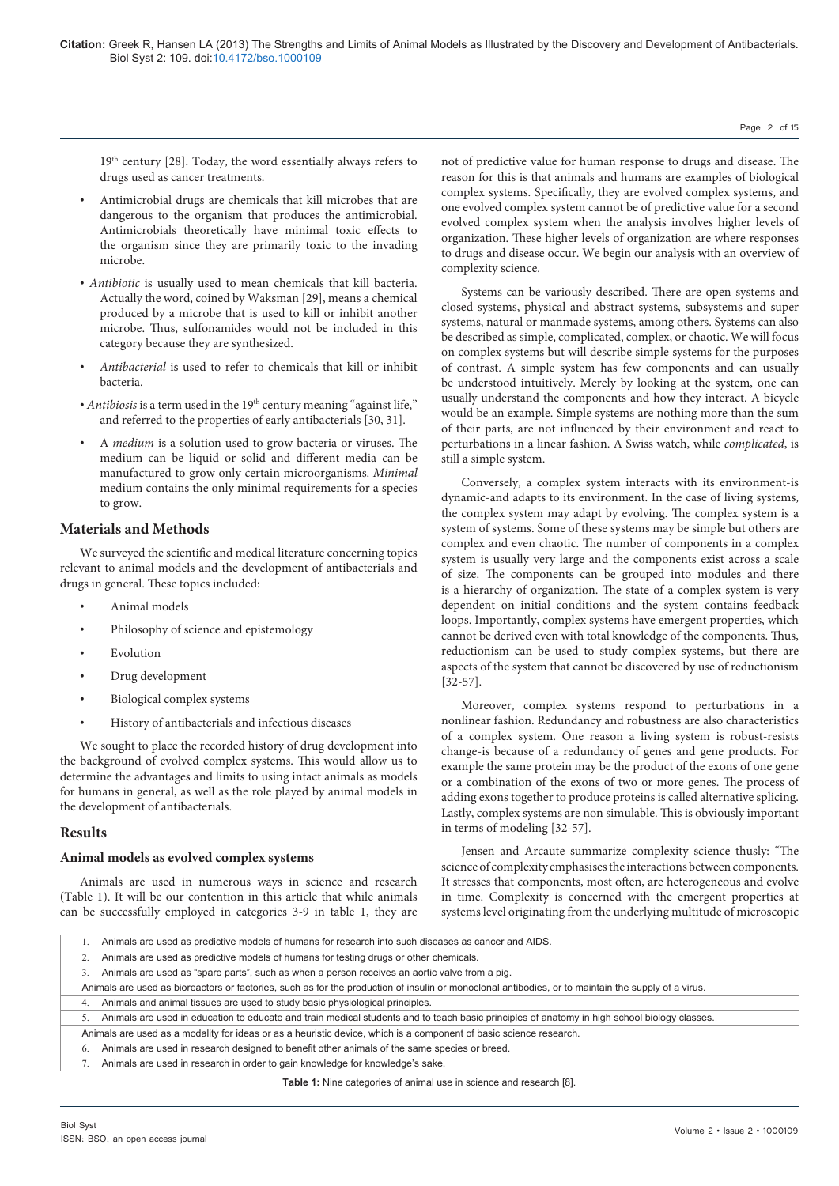19th century [28]. Today, the word essentially always refers to drugs used as cancer treatments.

- Antimicrobial drugs are chemicals that kill microbes that are dangerous to the organism that produces the antimicrobial. Antimicrobials theoretically have minimal toxic effects to the organism since they are primarily toxic to the invading microbe.
- *Antibiotic* is usually used to mean chemicals that kill bacteria. Actually the word, coined by Waksman [29], means a chemical produced by a microbe that is used to kill or inhibit another microbe. Thus, sulfonamides would not be included in this category because they are synthesized.
- *Antibacterial* is used to refer to chemicals that kill or inhibit bacteria.
- *Antibiosis* is a term used in the 19th century meaning "against life," and referred to the properties of early antibacterials [30, 31].
- A *medium* is a solution used to grow bacteria or viruses. The medium can be liquid or solid and different media can be manufactured to grow only certain microorganisms. *Minimal* medium contains the only minimal requirements for a species to grow.

## Materials and Methods

We surveyed the scientific and medical literature concerning topics relevant to animal models and the development of antibacterials and drugs in general. These topics included:

- Animal models
- Philosophy of science and epistemology
- Evolution
- Drug development
- Biological complex systems
- History of antibacterials and infectious diseases

We sought to place the recorded history of drug development into the background of evolved complex systems. This would allow us to determine the advantages and limits to using intact animals as models for humans in general, as well as the role played by animal models in the development of antibacterials.

## Results

### Animal models as evolved complex systems

Animals are used in numerous ways in science and research (Table 1). It will be our contention in this article that while animals can be successfully employed in categories 3-9 in table 1, they are not of predictive value for human response to drugs and disease. The reason for this is that animals and humans are examples of biological complex systems. Specifically, they are evolved complex systems, and one evolved complex system cannot be of predictive value for a second evolved complex system when the analysis involves higher levels of organization. These higher levels of organization are where responses to drugs and disease occur. We begin our analysis with an overview of complexity science.

Systems can be variously described. There are open systems and closed systems, physical and abstract systems, subsystems and super systems, natural or manmade systems, among others. Systems can also be described as simple, complicated, complex, or chaotic. We will focus on complex systems but will describe simple systems for the purposes of contrast. A simple system has few components and can usually be understood intuitively. Merely by looking at the system, one can usually understand the components and how they interact. A bicycle would be an example. Simple systems are nothing more than the sum of their parts, are not influenced by their environment and react to perturbations in a linear fashion. A Swiss watch, while *complicated*, is still a simple system.

Conversely, a complex system interacts with its environment-is dynamic-and adapts to its environment. In the case of living systems, the complex system may adapt by evolving. The complex system is a system of systems. Some of these systems may be simple but others are complex and even chaotic. The number of components in a complex system is usually very large and the components exist across a scale of size. The components can be grouped into modules and there is a hierarchy of organization. The state of a complex system is very dependent on initial conditions and the system contains feedback loops. Importantly, complex systems have emergent properties, which cannot be derived even with total knowledge of the components. Thus, reductionism can be used to study complex systems, but there are aspects of the system that cannot be discovered by use of reductionism [32-57].

Moreover, complex systems respond to perturbations in a nonlinear fashion. Redundancy and robustness are also characteristics of a complex system. One reason a living system is robust-resists change-is because of a redundancy of genes and gene products. For example the same protein may be the product of the exons of one gene or a combination of the exons of two or more genes. The process of adding exons together to produce proteins is called alternative splicing. Lastly, complex systems are non simulable. This is obviously important in terms of modeling [32-57].

Jensen and Arcaute summarize complexity science thusly: "The science of complexity emphasises the interactions between components. It stresses that components, most often, are heterogeneous and evolve in time. Complexity is concerned with the emergent properties at systems level originating from the underlying multitude of microscopic

| |
|---|
| 1. Animals are used as predictive models of humans for research into such diseases as cancer and AIDS. |
| 2. Animals are used as predictive models of humans for testing drugs or other chemicals. |
| 3. Animals are used as "spare parts", such as when a person receives an aortic valve from a pig. |
| Animals are used as bioreactors or factories, such as for the production of insulin or monoclonal antibodies, or to maintain the supply of a virus. |
| 4. Animals and animal tissues are used to study basic physiological principles. |
| 5. Animals are used in education to educate and train medical students and to teach basic principles of anatomy in high school biology classes. |
| Animals are used as a modality for ideas or as a heuristic device, which is a component of basic science research. |
| 6. Animals are used in research designed to benefit other animals of the same species or breed. |
| 7. Animals are used in research in order to gain knowledge for knowledge's sake. |

**Table 1:** Nine categories of animal use in science and research [8].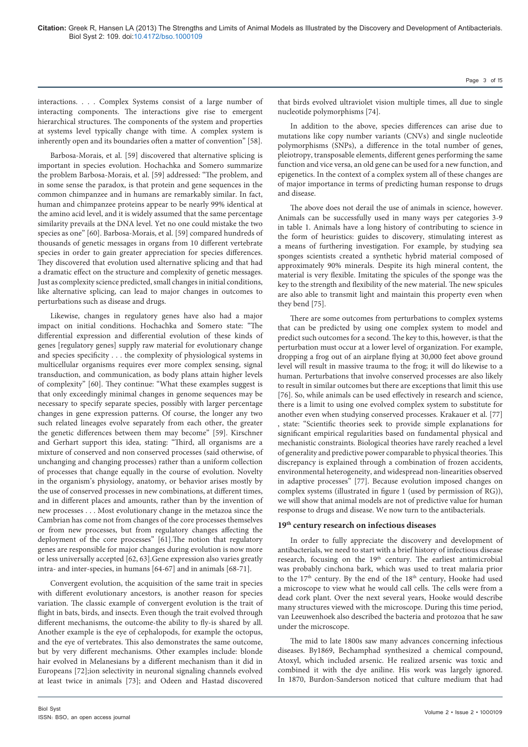interactions. . . . Complex Systems consist of a large number of interacting components. The interactions give rise to emergent hierarchical structures. The components of the system and properties at systems level typically change with time. A complex system is inherently open and its boundaries often a matter of convention" [58].

Barbosa-Morais, et al. [59] discovered that alternative splicing is important in species evolution. Hochachka and Somero summarize the problem Barbosa-Morais, et al. [59] addressed: "The problem, and in some sense the paradox, is that protein and gene sequences in the common chimpanzee and in humans are remarkably similar. In fact, human and chimpanzee proteins appear to be nearly 99% identical at the amino acid level, and it is widely assumed that the same percentage similarity prevails at the DNA level. Yet no one could mistake the two species as one" [60]. Barbosa-Morais, et al. [59] compared hundreds of thousands of genetic messages in organs from 10 different vertebrate species in order to gain greater appreciation for species differences. They discovered that evolution used alternative splicing and that had a dramatic effect on the structure and complexity of genetic messages. Just as complexity science predicted, small changes in initial conditions, like alternative splicing, can lead to major changes in outcomes to perturbations such as disease and drugs.

Likewise, changes in regulatory genes have also had a major impact on initial conditions. Hochachka and Somero state: "The differential expression and differential evolution of these kinds of genes [regulatory genes] supply raw material for evolutionary change and species specificity . . . the complexity of physiological systems in multicellular organisms requires ever more complex sensing, signal transduction, and communication, as body plans attain higher levels of complexity" [60]. They continue: "What these examples suggest is that only exceedingly minimal changes in genome sequences may be necessary to specify separate species, possibly with larger percentage changes in gene expression patterns. Of course, the longer any two such related lineages evolve separately from each other, the greater the genetic differences between them may become" [59]. Kirschner and Gerhart support this idea, stating: "Third, all organisms are a mixture of conserved and non conserved processes (said otherwise, of unchanging and changing processes) rather than a uniform collection of processes that change equally in the course of evolution. Novelty in the organism's physiology, anatomy, or behavior arises mostly by the use of conserved processes in new combinations, at different times, and in different places and amounts, rather than by the invention of new processes . . . Most evolutionary change in the metazoa since the Cambrian has come not from changes of the core processes themselves or from new processes, but from regulatory changes affecting the deployment of the core processes" [61].The notion that regulatory genes are responsible for major changes during evolution is now more or less universally accepted [62, 63].Gene expression also varies greatly intra- and inter-species, in humans [64-67] and in animals [68-71].

Convergent evolution, the acquisition of the same trait in species with different evolutionary ancestors, is another reason for species variation. The classic example of convergent evolution is the trait of flight in bats, birds, and insects. Even though the trait evolved through different mechanisms, the outcome-the ability to fly-is shared by all. Another example is the eye of cephalopods, for example the octopus, and the eye of vertebrates. This also demonstrates the same outcome, but by very different mechanisms. Other examples include: blonde hair evolved in Melanesians by a different mechanism than it did in Europeans [72];ion selectivity in neuronal signaling channels evolved at least twice in animals [73]; and Odeen and Hastad discovered that birds evolved ultraviolet vision multiple times, all due to single nucleotide polymorphisms [74].

In addition to the above, species differences can arise due to mutations like copy number variants (CNVs) and single nucleotide polymorphisms (SNPs), a difference in the total number of genes, pleiotropy, transposable elements, different genes performing the same function and vice versa, an old gene can be used for a new function, and epigenetics. In the context of a complex system all of these changes are of major importance in terms of predicting human response to drugs and disease.

The above does not derail the use of animals in science, however. Animals can be successfully used in many ways per categories 3-9 in table 1. Animals have a long history of contributing to science in the form of heuristics: guides to discovery, stimulating interest as a means of furthering investigation. For example, by studying sea sponges scientists created a synthetic hybrid material composed of approximately 90% minerals. Despite its high mineral content, the material is very flexible. Imitating the spicules of the sponge was the key to the strength and flexibility of the new material. The new spicules are also able to transmit light and maintain this property even when they bend [75].

There are some outcomes from perturbations to complex systems that can be predicted by using one complex system to model and predict such outcomes for a second. The key to this, however, is that the perturbation must occur at a lower level of organization. For example, dropping a frog out of an airplane flying at 30,000 feet above ground level will result in massive trauma to the frog; it will do likewise to a human. Perturbations that involve conserved processes are also likely to result in similar outcomes but there are exceptions that limit this use [76]. So, while animals can be used effectively in research and science, there is a limit to using one evolved complex system to substitute for another even when studying conserved processes. Krakauer et al. [77] , state: "Scientific theories seek to provide simple explanations for significant empirical regularities based on fundamental physical and mechanistic constraints. Biological theories have rarely reached a level of generality and predictive power comparable to physical theories. This discrepancy is explained through a combination of frozen accidents, environmental heterogeneity, and widespread non-linearities observed in adaptive processes" [77]. Because evolution imposed changes on complex systems (illustrated in figure 1 (used by permission of RG)), we will show that animal models are not of predictive value for human response to drugs and disease. We now turn to the antibacterials.

## 19th century research on infectious diseases

In order to fully appreciate the discovery and development of antibacterials, we need to start with a brief history of infectious disease research, focusing on the 19th century. The earliest antimicrobial was probably cinchona bark, which was used to treat malaria prior to the 17th century. By the end of the 18th century, Hooke had used a microscope to view what he would call cells. The cells were from a dead cork plant. Over the next several years, Hooke would describe many structures viewed with the microscope. During this time period, van Leeuwenhoek also described the bacteria and protozoa that he saw under the microscope.

The mid to late 1800s saw many advances concerning infectious diseases. By1869, Bechamphad synthesized a chemical compound, Atoxyl, which included arsenic. He realized arsenic was toxic and combined it with the dye aniline. His work was largely ignored. In 1870, Burdon-Sanderson noticed that culture medium that had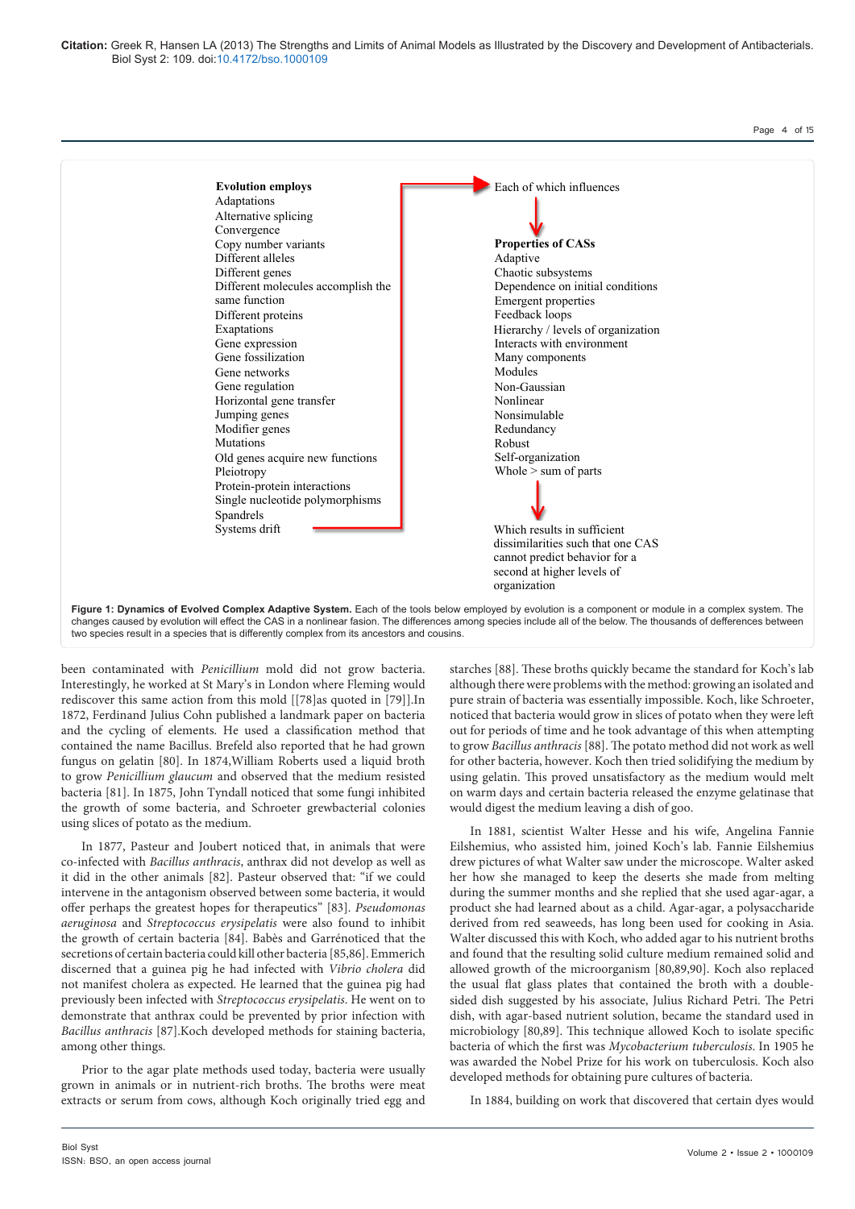**Evolution employs**
Adaptations
Alternative splicing
Convergence
Copy number variants
Different alleles
Different genes
Different molecules accomplish the same function
Different proteins
Exaptations
Gene expression
Gene fossilization
Gene networks
Gene regulation
Horizontal gene transfer
Jumping genes
Modifier genes
Mutations
Old genes acquire new functions
Pleiotropy
Protein-protein interactions
Single nucleotide polymorphisms
Spandrels
Systems drift

Each of which influences

**Properties of CASs**
Adaptive
Chaotic subsystems
Dependence on initial conditions
Emergent properties
Feedback loops
Hierarchy / levels of organization
Interacts with environment
Many components
Modules
Non-Gaussian
Nonlinear
Nonsimulable
Redundancy
Robust
Self-organization
Whole > sum of parts

Which results in sufficient dissimilarities such that one CAS cannot predict behavior for a second at higher levels of organization

**Figure 1: Dynamics of Evolved Complex Adaptive System.** Each of the tools below employed by evolution is a component or module in a complex system. The changes caused by evolution will effect the CAS in a nonlinear fasion. The differences among species include all of the below. The thousands of defferences between two species result in a species that is differently complex from its ancestors and cousins.

been contaminated with *Penicillium* mold did not grow bacteria. Interestingly, he worked at St Mary's in London where Fleming would rediscover this same action from this mold [[78]as quoted in [79]].In 1872, Ferdinand Julius Cohn published a landmark paper on bacteria and the cycling of elements. He used a classification method that contained the name Bacillus. Brefeld also reported that he had grown fungus on gelatin [80]. In 1874,William Roberts used a liquid broth to grow *Penicillium glaucum* and observed that the medium resisted bacteria [81]. In 1875, John Tyndall noticed that some fungi inhibited the growth of some bacteria, and Schroeter grewbacterial colonies using slices of potato as the medium.

In 1877, Pasteur and Joubert noticed that, in animals that were co-infected with *Bacillus anthracis*, anthrax did not develop as well as it did in the other animals [82]. Pasteur observed that: "if we could intervene in the antagonism observed between some bacteria, it would offer perhaps the greatest hopes for therapeutics" [83]. *Pseudomonas aeruginosa* and *Streptococcus erysipelatis* were also found to inhibit the growth of certain bacteria [84]. Babès and Garrénoticed that the secretions of certain bacteria could kill other bacteria [85,86]. Emmerich discerned that a guinea pig he had infected with *Vibrio cholera* did not manifest cholera as expected. He learned that the guinea pig had previously been infected with *Streptococcus erysipelatis*. He went on to demonstrate that anthrax could be prevented by prior infection with *Bacillus anthracis* [87].Koch developed methods for staining bacteria, among other things.

Prior to the agar plate methods used today, bacteria were usually grown in animals or in nutrient-rich broths. The broths were meat extracts or serum from cows, although Koch originally tried egg and starches [88]. These broths quickly became the standard for Koch's lab although there were problems with the method: growing an isolated and pure strain of bacteria was essentially impossible. Koch, like Schroeter, noticed that bacteria would grow in slices of potato when they were left out for periods of time and he took advantage of this when attempting to grow *Bacillus anthracis* [88]. The potato method did not work as well for other bacteria, however. Koch then tried solidifying the medium by using gelatin. This proved unsatisfactory as the medium would melt on warm days and certain bacteria released the enzyme gelatinase that would digest the medium leaving a dish of goo.

In 1881, scientist Walter Hesse and his wife, Angelina Fannie Eilshemius, who assisted him, joined Koch's lab. Fannie Eilshemius drew pictures of what Walter saw under the microscope. Walter asked her how she managed to keep the deserts she made from melting during the summer months and she replied that she used agar-agar, a product she had learned about as a child. Agar-agar, a polysaccharide derived from red seaweeds, has long been used for cooking in Asia. Walter discussed this with Koch, who added agar to his nutrient broths and found that the resulting solid culture medium remained solid and allowed growth of the microorganism [80,89,90]. Koch also replaced the usual flat glass plates that contained the broth with a double-sided dish suggested by his associate, Julius Richard Petri. The Petri dish, with agar-based nutrient solution, became the standard used in microbiology [80,89]. This technique allowed Koch to isolate specific bacteria of which the first was *Mycobacterium tuberculosis*. In 1905 he was awarded the Nobel Prize for his work on tuberculosis. Koch also developed methods for obtaining pure cultures of bacteria.

In 1884, building on work that discovered that certain dyes would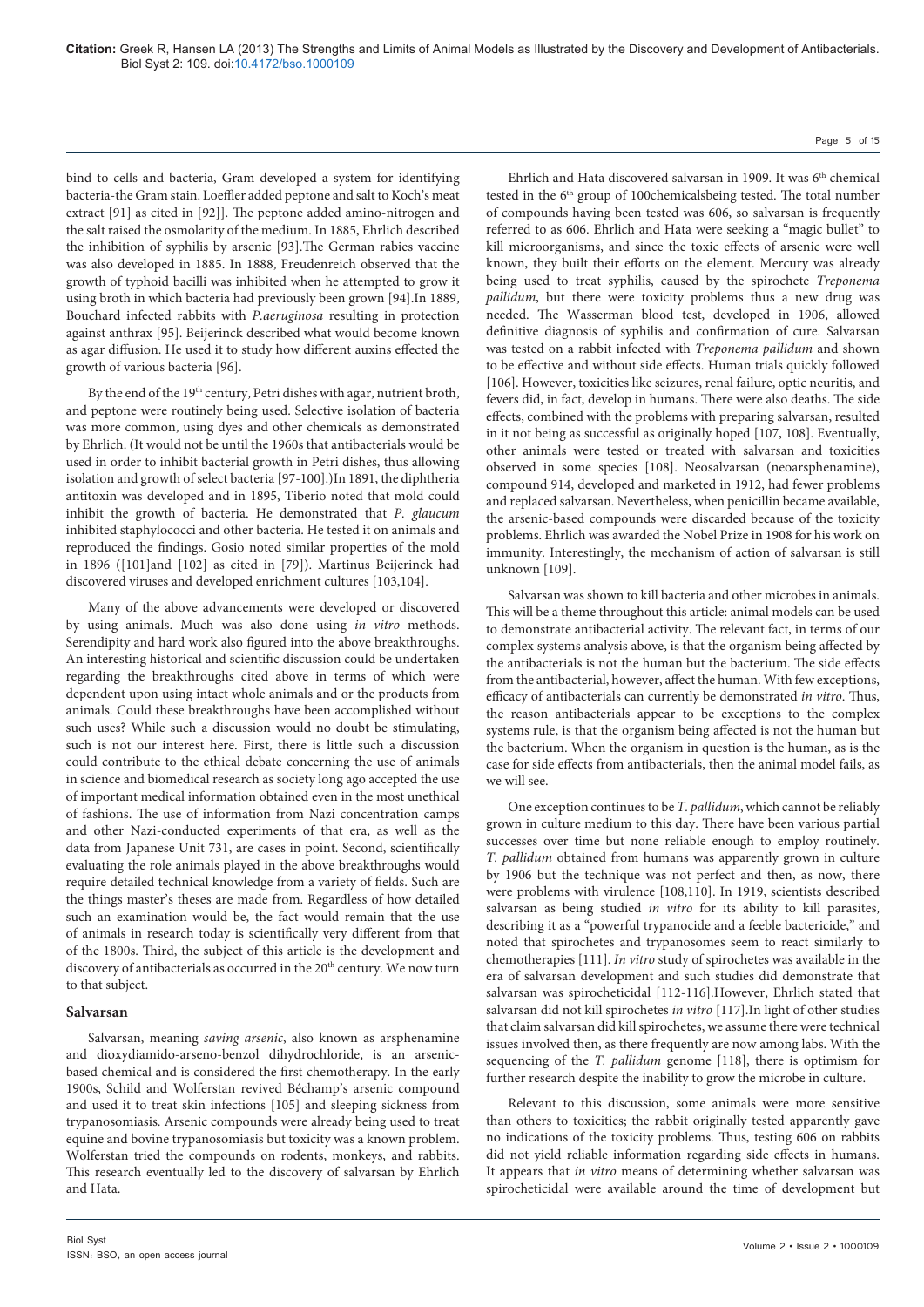bind to cells and bacteria, Gram developed a system for identifying bacteria-the Gram stain. Loeffler added peptone and salt to Koch's meat extract [91] as cited in [92]]. The peptone added amino-nitrogen and the salt raised the osmolarity of the medium. In 1885, Ehrlich described the inhibition of syphilis by arsenic [93].The German rabies vaccine was also developed in 1885. In 1888, Freudenreich observed that the growth of typhoid bacilli was inhibited when he attempted to grow it using broth in which bacteria had previously been grown [94].In 1889, Bouchard infected rabbits with *P.aeruginosa* resulting in protection against anthrax [95]. Beijerinck described what would become known as agar diffusion. He used it to study how different auxins effected the growth of various bacteria [96].

By the end of the 19th century, Petri dishes with agar, nutrient broth, and peptone were routinely being used. Selective isolation of bacteria was more common, using dyes and other chemicals as demonstrated by Ehrlich. (It would not be until the 1960s that antibiotics would be used in order to inhibit bacterial growth in Petri dishes, thus allowing isolation and growth of select bacteria [97-100].)In 1891, the diphtheria antitoxin was developed and in 1895, Tiberio noted that mold could inhibit the growth of bacteria. He demonstrated that *P. glaucum* inhibited staphylococci and other bacteria. He tested it on animals and reproduced the findings. Gosio noted similar properties of the mold in 1896 ([101]and [102] as cited in [79]). Martinus Beijerinck had discovered viruses and developed enrichment cultures [103,104].

Many of the above advancements were developed or discovered by using animals. Much was also done using *in vitro* methods. Serendipity and hard work also figured into the above breakthroughs. An interesting historical and scientific discussion could be undertaken regarding the breakthroughs cited above in terms of which were dependent upon using intact whole animals and or the products from animals. Could these breakthroughs have been accomplished without such uses? While such a discussion would no doubt be stimulating, such is not our interest here. First, there is little such a discussion could contribute to the ethical debate concerning the use of animals in science and biomedical research as society long ago accepted the use of important medical information obtained even in the most unethical of fashions. The use of information from Nazi concentration camps and other Nazi-conducted experiments of that era, as well as the data from Japanese Unit 731, are cases in point. Second, scientifically evaluating the role animals played in the above breakthroughs would require detailed technical knowledge from a variety of fields. Such are the things master's theses are made from. Regardless of how detailed such an examination would be, the fact would remain that the use of animals in research today is scientifically very different from that of the 1800s. Third, the subject of this article is the development and discovery of antibacterials as occurred in the 20th century. We now turn to that subject.

## Salvarsan

Salvarsan, meaning *saving arsenic*, also known as arsphenamine and dioxydiamido-arseno-benzol dihydrochloride, is an arsenic-based chemical and is considered the first chemotherapy. In the early 1900s, Schild and Wolferstan revived Béchamp's arsenic compound and used it to treat skin infections [105] and sleeping sickness from trypanosomiasis. Arsenic compounds were already being used to treat equine and bovine trypanosomiasis but toxicity was a known problem. Wolferstan tried the compounds on rodents, monkeys, and rabbits. This research eventually led to the discovery of salvarsan by Ehrlich and Hata.

Ehrlich and Hata discovered salvarsan in 1909. It was 6th chemical tested in the 6th group of 100chemicalsbeing tested. The total number of compounds having been tested was 606, so salvarsan is frequently referred to as 606. Ehrlich and Hata were seeking a "magic bullet" to kill microorganisms, and since the toxic effects of arsenic were well known, they built their efforts on the element. Mercury was already being used to treat syphilis, caused by the spirochete *Treponema pallidum*, but there were toxicity problems thus a new drug was needed. The Wasserman blood test, developed in 1906, allowed definitive diagnosis of syphilis and confirmation of cure. Salvarsan was tested on a rabbit infected with *Treponema pallidum* and shown to be effective and without side effects. Human trials quickly followed [106]. However, toxicities like seizures, renal failure, optic neuritis, and fevers did, in fact, develop in humans. There were also deaths. The side effects, combined with the problems with preparing salvarsan, resulted in it not being as successful as originally hoped [107, 108]. Eventually, other animals were tested or treated with salvarsan and toxicities observed in some species [108]. Neosalvarsan (neoarsphenamine), compound 914, developed and marketed in 1912, had fewer problems and replaced salvarsan. Nevertheless, when penicillin became available, the arsenic-based compounds were discarded because of the toxicity problems. Ehrlich was awarded the Nobel Prize in 1908 for his work on immunity. Interestingly, the mechanism of action of salvarsan is still unknown [109].

Salvarsan was shown to kill bacteria and other microbes in animals. This will be a theme throughout this article: animal models can be used to demonstrate antibacterial activity. The relevant fact, in terms of our complex systems analysis above, is that the organism being affected by the antibacterials is not the human but the bacterium. The side effects from the antibacterial, however, affect the human. With few exceptions, efficacy of antibacterials can currently be demonstrated *in vitro*. Thus, the reason antibacterials appear to be exceptions to the complex systems rule, is that the organism being affected is not the human but the bacterium. When the organism in question is the human, as is the case for side effects from antibacterials, then the animal model fails, as we will see.

One exception continues to be *T. pallidum*, which cannot be reliably grown in culture medium to this day. There have been various partial successes over time but none reliable enough to employ routinely. *T. pallidum* obtained from humans was apparently grown in culture by 1906 but the technique was not perfect and then, as now, there were problems with virulence [108,110]. In 1919, scientists described salvarsan as being studied *in vitro* for its ability to kill parasites, describing it as a "powerful trypanocide and a feeble bactericide," and noted that spirochetes and trypanosomes seem to react similarly to chemotherapies [111]. *In vitro* study of spirochetes was available in the era of salvarsan development and such studies did demonstrate that salvarsan was spirocheticidal [112-116].However, Ehrlich stated that salvarsan did not kill spirochetes *in vitro* [117].In light of other studies that claim salvarsan did kill spirochetes, we assume there were technical issues involved then, as there frequently are now among labs. With the sequencing of the *T. pallidum* genome [118], there is optimism for further research despite the inability to grow the microbe in culture.

Relevant to this discussion, some animals were more sensitive than others to toxicities; the rabbit originally tested apparently gave no indications of the toxicity problems. Thus, testing 606 on rabbits did not yield reliable information regarding side effects in humans. It appears that *in vitro* means of determining whether salvarsan was spirocheticidal were available around the time of development but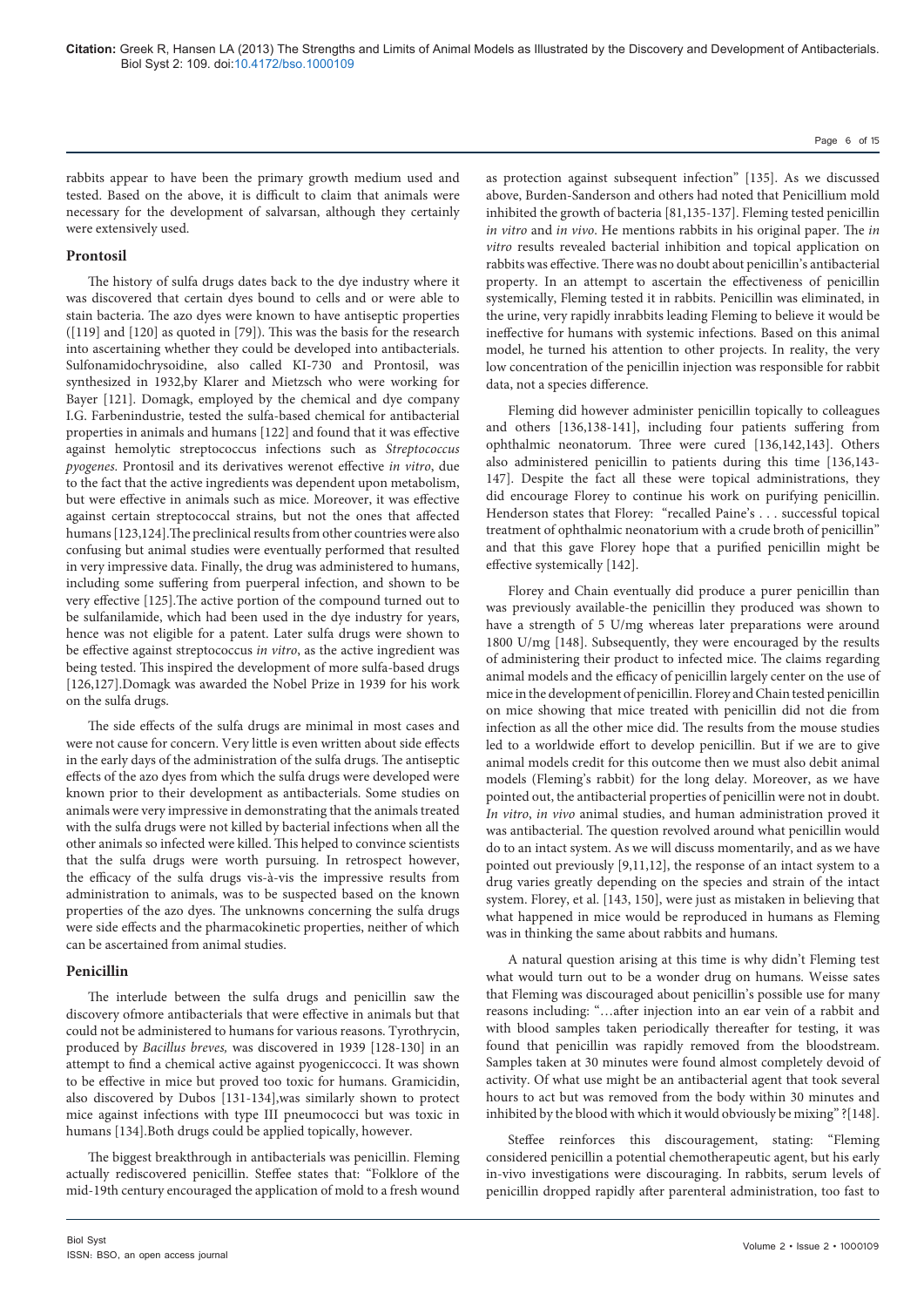rabbits appear to have been the primary growth medium used and tested. Based on the above, it is difficult to claim that animals were necessary for the development of salvarsan, although they certainly were extensively used.

### Prontosil

The history of sulfa drugs dates back to the dye industry where it was discovered that certain dyes bound to cells and or were able to stain bacteria. The azo dyes were known to have antiseptic properties ([119] and [120] as quoted in [79]). This was the basis for the research into ascertaining whether they could be developed into antibacterials. Sulfonamidochrysoidine, also called KI-730 and Prontosil, was synthesized in 1932,by Klarer and Mietzsch who were working for Bayer [121]. Domagk, employed by the chemical and dye company I.G. Farbenindustrie, tested the sulfa-based chemical for antibacterial properties in animals and humans [122] and found that it was effective against hemolytic streptococcus infections such as *Streptococcus pyogenes.* Prontosil and its derivatives werenot effective *in vitro*, due to the fact that the active ingredients was dependent upon metabolism, but were effective in animals such as mice. Moreover, it was effective against certain streptococcal strains, but not the ones that affected humans [123,124].The preclinical results from other countries were also confusing but animal studies were eventually performed that resulted in very impressive data. Finally, the drug was administered to humans, including some suffering from puerperal infection, and shown to be very effective [125].The active portion of the compound turned out to be sulfanilamide, which had been used in the dye industry for years, hence was not eligible for a patent. Later sulfa drugs were shown to be effective against streptococcus *in vitro*, as the active ingredient was being tested. This inspired the development of more sulfa-based drugs [126,127].Domagk was awarded the Nobel Prize in 1939 for his work on the sulfa drugs.

The side effects of the sulfa drugs are minimal in most cases and were not cause for concern. Very little is even written about side effects in the early days of the administration of the sulfa drugs. The antiseptic effects of the azo dyes from which the sulfa drugs were developed were known prior to their development as antibacterials. Some studies on animals were very impressive in demonstrating that the animals treated with the sulfa drugs were not killed by bacterial infections when all the other animals so infected were killed. This helped to convince scientists that the sulfa drugs were worth pursuing. In retrospect however, the efficacy of the sulfa drugs vis-à-vis the impressive results from administration to animals, was to be suspected based on the known properties of the azo dyes. The unknowns concerning the sulfa drugs were side effects and the pharmacokinetic properties, neither of which can be ascertained from animal studies.

### Penicillin

The interlude between the sulfa drugs and penicillin saw the discovery ofmore antibacterials that were effective in animals but that could not be administered to humans for various reasons. Tyrothrycin, produced by *Bacillus breves,* was discovered in 1939 [128-130] in an attempt to find a chemical active against pyogeniccocci. It was shown to be effective in mice but proved too toxic for humans. Gramicidin, also discovered by Dubos [131-134],was similarly shown to protect mice against infections with type III pneumococci but was toxic in humans [134].Both drugs could be applied topically, however.

The biggest breakthrough in antibacterials was penicillin. Fleming actually rediscovered penicillin. Steffee states that: "Folklore of the mid-19th century encouraged the application of mold to a fresh wound as protection against subsequent infection" [135]. As we discussed above, Burden-Sanderson and others had noted that Penicillium mold inhibited the growth of bacteria [81,135-137]. Fleming tested penicillin *in vitro* and *in vivo*. He mentions rabbits in his original paper. The *in vitro* results revealed bacterial inhibition and topical application on rabbits was effective. There was no doubt about penicillin's antibacterial property. In an attempt to ascertain the effectiveness of penicillin systemically, Fleming tested it in rabbits. Penicillin was eliminated, in the urine, very rapidly inrabbits leading Fleming to believe it would be ineffective for humans with systemic infections. Based on this animal model, he turned his attention to other projects. In reality, the very low concentration of the penicillin injection was responsible for rabbit data, not a species difference.

Fleming did however administer penicillin topically to colleagues and others [136,138-141], including four patients suffering from ophthalmic neonatorum. Three were cured [136,142,143]. Others also administered penicillin to patients during this time [136,143-147]. Despite the fact all these were topical administrations, they did encourage Florey to continue his work on purifying penicillin. Henderson states that Florey: "recalled Paine's . . . successful topical treatment of ophthalmic neonatorium with a crude broth of penicillin" and that this gave Florey hope that a purified penicillin might be effective systemically [142].

Florey and Chain eventually did produce a purer penicillin than was previously available-the penicillin they produced was shown to have a strength of 5 U/mg whereas later preparations were around 1800 U/mg [148]. Subsequently, they were encouraged by the results of administering their product to infected mice. The claims regarding animal models and the efficacy of penicillin largely center on the use of mice in the development of penicillin. Florey and Chain tested penicillin on mice showing that mice treated with penicillin did not die from infection as all the other mice did. The results from the mouse studies led to a worldwide effort to develop penicillin. But if we are to give animal models credit for this outcome then we must also debit animal models (Fleming's rabbit) for the long delay. Moreover, as we have pointed out, the antibacterial properties of penicillin were not in doubt. *In vitro*, *in vivo* animal studies, and human administration proved it was antibacterial. The question revolved around what penicillin would do to an intact system. As we will discuss momentarily, and as we have pointed out previously [9,11,12], the response of an intact system to a drug varies greatly depending on the species and strain of the intact system. Florey, et al. [143, 150], were just as mistaken in believing that what happened in mice would be reproduced in humans as Fleming was in thinking the same about rabbits and humans.

A natural question arising at this time is why didn't Fleming test what would turn out to be a wonder drug on humans. Weisse sates that Fleming was discouraged about penicillin's possible use for many reasons including: "…after injection into an ear vein of a rabbit and with blood samples taken periodically thereafter for testing, it was found that penicillin was rapidly removed from the bloodstream. Samples taken at 30 minutes were found almost completely devoid of activity. Of what use might be an antibacterial agent that took several hours to act but was removed from the body within 30 minutes and inhibited by the blood with which it would obviously be mixing" ?[148].

Steffee reinforces this discouragement, stating: "Fleming considered penicillin a potential chemotherapeutic agent, but his early in-vivo investigations were discouraging. In rabbits, serum levels of penicillin dropped rapidly after parenteral administration, too fast to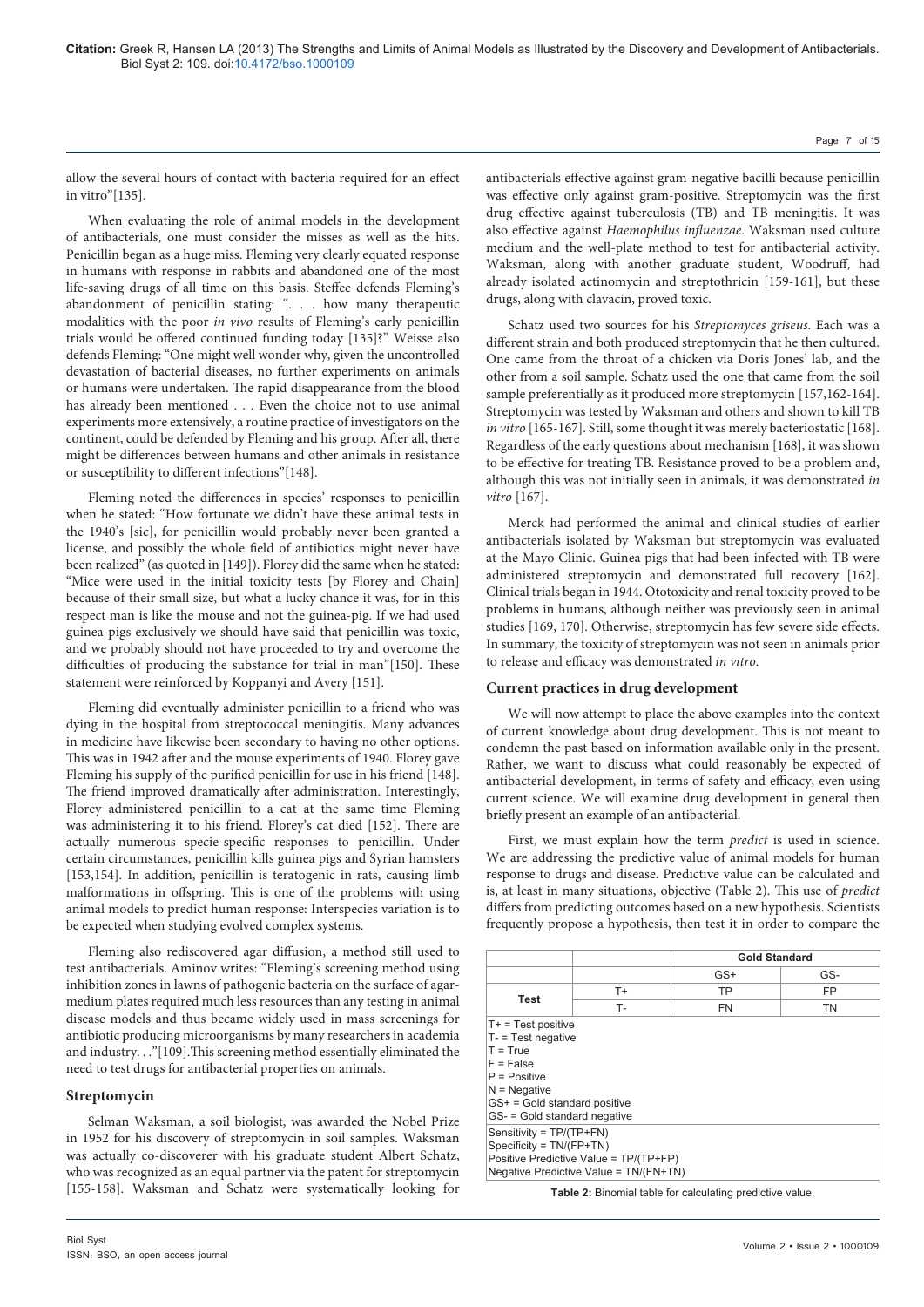allow the several hours of contact with bacteria required for an effect in vitro"[135].

When evaluating the role of animal models in the development of antibacterials, one must consider the misses as well as the hits. Penicillin began as a huge miss. Fleming very clearly equated response in humans with response in rabbits and abandoned one of the most life-saving drugs of all time on this basis. Steffee defends Fleming's abandonment of penicillin stating: ". . . how many therapeutic modalities with the poor *in vivo* results of Fleming's early penicillin trials would be offered continued funding today [135]?" Weisse also defends Fleming: "One might well wonder why, given the uncontrolled devastation of bacterial diseases, no further experiments on animals or humans were undertaken. The rapid disappearance from the blood has already been mentioned . . . Even the choice not to use animal experiments more extensively, a routine practice of investigators on the continent, could be defended by Fleming and his group. After all, there might be differences between humans and other animals in resistance or susceptibility to different infections"[148].

Fleming noted the differences in species' responses to penicillin when he stated: "How fortunate we didn't have these animal tests in the 1940's [sic], for penicillin would probably never been granted a license, and possibly the whole field of antibiotics might never have been realized" (as quoted in [149]). Florey did the same when he stated: "Mice were used in the initial toxicity tests [by Florey and Chain] because of their small size, but what a lucky chance it was, for in this respect man is like the mouse and not the guinea-pig. If we had used guinea-pigs exclusively we should have said that penicillin was toxic, and we probably should not have proceeded to try and overcome the difficulties of producing the substance for trial in man"[150]. These statement were reinforced by Koppanyi and Avery [151].

Fleming did eventually administer penicillin to a friend who was dying in the hospital from streptococcal meningitis. Many advances in medicine have likewise been secondary to having no other options. This was in 1942 after and the mouse experiments of 1940. Florey gave Fleming his supply of the purified penicillin for use in his friend [148]. The friend improved dramatically after administration. Interestingly, Florey administered penicillin to a cat at the same time Fleming was administering it to his friend. Florey's cat died [152]. There are actually numerous specie-specific responses to penicillin. Under certain circumstances, penicillin kills guinea pigs and Syrian hamsters [153,154]. In addition, penicillin is teratogenic in rats, causing limb malformations in offspring. This is one of the problems with using animal models to predict human response: Interspecies variation is to be expected when studying evolved complex systems.

Fleming also rediscovered agar diffusion, a method still used to test antibacterials. Aminov writes: "Fleming's screening method using inhibition zones in lawns of pathogenic bacteria on the surface of agar-medium plates required much less resources than any testing in animal disease models and thus became widely used in mass screenings for antibiotic producing microorganisms by many researchers in academia and industry. . ."[109].This screening method essentially eliminated the need to test drugs for antibacterial properties on animals.

### Streptomycin

Selman Waksman, a soil biologist, was awarded the Nobel Prize in 1952 for his discovery of streptomycin in soil samples. Waksman was actually co-discoverer with his graduate student Albert Schatz, who was recognized as an equal partner via the patent for streptomycin [155-158]. Waksman and Schatz were systematically looking for antibacterials effective against gram-negative bacilli because penicillin was effective only against gram-positive. Streptomycin was the first drug effective against tuberculosis (TB) and TB meningitis. It was also effective against *Haemophilus influenzae*. Waksman used culture medium and the well-plate method to test for antibacterial activity. Waksman, along with another graduate student, Woodruff, had already isolated actinomycin and streptothricin [159-161], but these drugs, along with clavacin, proved toxic.

Schatz used two sources for his *Streptomyces griseus*. Each was a different strain and both produced streptomycin that he then cultured. One came from the throat of a chicken via Doris Jones' lab, and the other from a soil sample. Schatz used the one that came from the soil sample preferentially as it produced more streptomycin [157,162-164]. Streptomycin was tested by Waksman and others and shown to kill TB *in vitro* [165-167]. Still, some thought it was merely bacteriostatic [168]. Regardless of the early questions about mechanism [168], it was shown to be effective for treating TB. Resistance proved to be a problem and, although this was not initially seen in animals, it was demonstrated *in vitro* [167].

Merck had performed the animal and clinical studies of earlier antibacterials isolated by Waksman but streptomycin was evaluated at the Mayo Clinic. Guinea pigs that had been infected with TB were administered streptomycin and demonstrated full recovery [162]. Clinical trials began in 1944. Ototoxicity and renal toxicity proved to be problems in humans, although neither was previously seen in animal studies [169, 170]. Otherwise, streptomycin has few severe side effects. In summary, the toxicity of streptomycin was not seen in animals prior to release and efficacy was demonstrated *in vitro*.

### Current practices in drug development

We will now attempt to place the above examples into the context of current knowledge about drug development. This is not meant to condemn the past based on information available only in the present. Rather, we want to discuss what could reasonably be expected of antibacterial development, in terms of safety and efficacy, even using current science. We will examine drug development in general then briefly present an example of an antibacterial.

First, we must explain how the term *predict* is used in science. We are addressing the predictive value of animal models for human response to drugs and disease. Predictive value can be calculated and is, at least in many situations, objective (Table 2). This use of *predict* differs from predicting outcomes based on a new hypothesis. Scientists frequently propose a hypothesis, then test it in order to compare the

| | | Gold Standard | |
|---|---|---|---|
| | | GS+ | GS- |
| Test | T+ | TP | FP |
| | T- | FN | TN |

T+ = Test positive
T- = Test negative
T = True
F = False
P = Positive
N = Negative
GS+ = Gold standard positive
GS- = Gold standard negative

Sensitivity = TP/(TP+FN)
Specificity = TN/(FP+TN)
Positive Predictive Value = TP/(TP+FP)
Negative Predictive Value = TN/(FN+TN)

**Table 2:** Binomial table for calculating predictive value.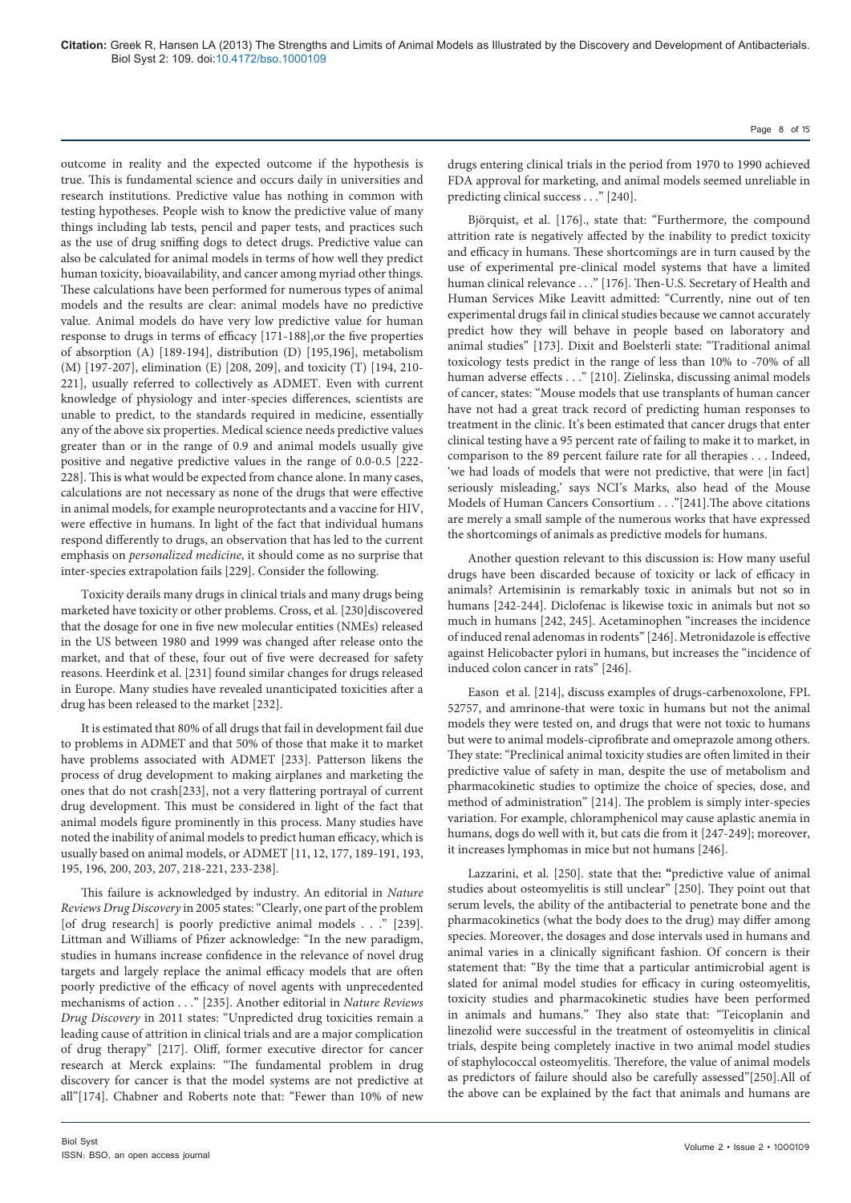outcome in reality and the expected outcome if the hypothesis is true. This is fundamental science and occurs daily in universities and research institutions. Predictive value has nothing in common with testing hypotheses. People wish to know the predictive value of many things including lab tests, pencil and paper tests, and practices such as the use of drug sniffing dogs to detect drugs. Predictive value can also be calculated for animal models in terms of how well they predict human toxicity, bioavailability, and cancer among myriad other things. These calculations have been performed for numerous types of animal models and the results are clear: animal models have no predictive value. Animal models do have very low predictive value for human response to drugs in terms of efficacy [171-188],or the five properties of absorption (A) [189-194], distribution (D) [195,196], metabolism (M) [197-207], elimination (E) [208, 209], and toxicity (T) [194, 210-221], usually referred to collectively as ADMET. Even with current knowledge of physiology and inter-species differences, scientists are unable to predict, to the standards required in medicine, essentially any of the above six properties. Medical science needs predictive values greater than or in the range of 0.9 and animal models usually give positive and negative predictive values in the range of 0.0-0.5 [222-228]. This is what would be expected from chance alone. In many cases, calculations are not necessary as none of the drugs that were effective in animal models, for example neuroprotectants and a vaccine for HIV, were effective in humans. In light of the fact that individual humans respond differently to drugs, an observation that has led to the current emphasis on *personalized medicine*, it should come as no surprise that inter-species extrapolation fails [229]. Consider the following.

Toxicity derails many drugs in clinical trials and many drugs being marketed have toxicity or other problems. Cross, et al. [230]discovered that the dosage for one in five new molecular entities (NMEs) released in the US between 1980 and 1999 was changed after release onto the market, and that of these, four out of five were decreased for safety reasons. Heerdink et al. [231] found similar changes for drugs released in Europe. Many studies have revealed unanticipated toxicities after a drug has been released to the market [232].

It is estimated that 80% of all drugs that fail in development fail due to problems in ADMET and that 50% of those that make it to market have problems associated with ADMET [233]. Patterson likens the process of drug development to making airplanes and marketing the ones that do not crash[233], not a very flattering portrayal of current drug development. This must be considered in light of the fact that animal models figure prominently in this process. Many studies have noted the inability of animal models to predict human efficacy, which is usually based on animal models, or ADMET [11, 12, 177, 189-191, 193, 195, 196, 200, 203, 207, 218-221, 233-238].

This failure is acknowledged by industry. An editorial in *Nature Reviews Drug Discovery* in 2005 states: "Clearly, one part of the problem [of drug research] is poorly predictive animal models . . ." [239]. Littman and Williams of Pfizer acknowledge: "In the new paradigm, studies in humans increase confidence in the relevance of novel drug targets and largely replace the animal efficacy models that are often poorly predictive of the efficacy of novel agents with unprecedented mechanisms of action . . ." [235]. Another editorial in *Nature Reviews Drug Discovery* in 2011 states: "Unpredicted drug toxicities remain a leading cause of attrition in clinical trials and are a major complication of drug therapy" [217]. Oliff, former executive director for cancer research at Merck explains: "The fundamental problem in drug discovery for cancer is that the model systems are not predictive at all"[174]. Chabner and Roberts note that: "Fewer than 10% of new drugs entering clinical trials in the period from 1970 to 1990 achieved FDA approval for marketing, and animal models seemed unreliable in predicting clinical success . . ." [240].

Björquist, et al. [176]., state that: "Furthermore, the compound attrition rate is negatively affected by the inability to predict toxicity and efficacy in humans. These shortcomings are in turn caused by the use of experimental pre-clinical model systems that have a limited human clinical relevance . . ." [176]. Then-U.S. Secretary of Health and Human Services Mike Leavitt admitted: "Currently, nine out of ten experimental drugs fail in clinical studies because we cannot accurately predict how they will behave in people based on laboratory and animal studies" [173]. Dixit and Boelsterli state: "Traditional animal toxicology tests predict in the range of less than 10% to -70% of all human adverse effects . . ." [210]. Zielinska, discussing animal models of cancer, states: "Mouse models that use transplants of human cancer have not had a great track record of predicting human responses to treatment in the clinic. It's been estimated that cancer drugs that enter clinical testing have a 95 percent rate of failing to make it to market, in comparison to the 89 percent failure rate for all therapies . . . Indeed, 'we had loads of models that were not predictive, that were [in fact] seriously misleading,' says NCI's Marks, also head of the Mouse Models of Human Cancers Consortium . . ."[241].The above citations are merely a small sample of the numerous works that have expressed the shortcomings of animals as predictive models for humans.

Another question relevant to this discussion is: How many useful drugs have been discarded because of toxicity or lack of efficacy in animals? Artemisinin is remarkably toxic in animals but not so in humans [242-244]. Diclofenac is likewise toxic in animals but not so much in humans [242, 245]. Acetaminophen "increases the incidence of induced renal adenomas in rodents" [246]. Metronidazole is effective against Helicobacter pylori in humans, but increases the "incidence of induced colon cancer in rats" [246].

Eason et al. [214], discuss examples of drugs-carbenoxolone, FPL 52757, and amrinone-that were toxic in humans but not the animal models they were tested on, and drugs that were not toxic to humans but were to animal models-ciprofibrate and omeprazole among others. They state: "Preclinical animal toxicity studies are often limited in their predictive value of safety in man, despite the use of metabolism and pharmacokinetic studies to optimize the choice of species, dose, and method of administration" [214]. The problem is simply inter-species variation. For example, chloramphenicol may cause aplastic anemia in humans, dogs do well with it, but cats die from it [247-249]; moreover, it increases lymphomas in mice but not humans [246].

Lazzarini, et al. [250]. state that the**: "**predictive value of animal studies about osteomyelitis is still unclear" [250]. They point out that serum levels, the ability of the antibacterial to penetrate bone and the pharmacokinetics (what the body does to the drug) may differ among species. Moreover, the dosages and dose intervals used in humans and animal varies in a clinically significant fashion. Of concern is their statement that: "By the time that a particular antimicrobial agent is slated for animal model studies for efficacy in curing osteomyelitis, toxicity studies and pharmacokinetic studies have been performed in animals and humans." They also state that: "Teicoplanin and linezolid were successful in the treatment of osteomyelitis in clinical trials, despite being completely inactive in two animal model studies of staphylococcal osteomyelitis. Therefore, the value of animal models as predictors of failure should also be carefully assessed"[250].All of the above can be explained by the fact that animals and humans are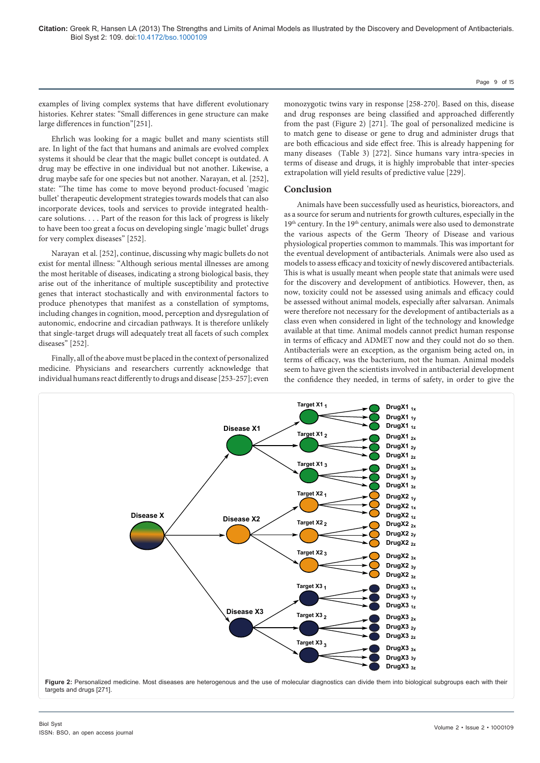examples of living complex systems that have different evolutionary histories. Kehrer states: "Small differences in gene structure can make large differences in function"[251].

Ehrlich was looking for a magic bullet and many scientists still are. In light of the fact that humans and animals are evolved complex systems it should be clear that the magic bullet concept is outdated. A drug may be effective in one individual but not another. Likewise, a drug maybe safe for one species but not another. Narayan, et al. [252], state: "The time has come to move beyond product-focused 'magic bullet' therapeutic development strategies towards models that can also incorporate devices, tools and services to provide integrated health-care solutions. . . . Part of the reason for this lack of progress is likely to have been too great a focus on developing single 'magic bullet' drugs for very complex diseases" [252].

Narayan et al. [252], continue, discussing why magic bullets do not exist for mental illness: "Although serious mental illnesses are among the most heritable of diseases, indicating a strong biological basis, they arise out of the inheritance of multiple susceptibility and protective genes that interact stochastically and with environmental factors to produce phenotypes that manifest as a constellation of symptoms, including changes in cognition, mood, perception and dysregulation of autonomic, endocrine and circadian pathways. It is therefore unlikely that single-target drugs will adequately treat all facets of such complex diseases" [252].

Finally, all of the above must be placed in the context of personalized medicine. Physicians and researchers currently acknowledge that individual humans react differently to drugs and disease [253-257]; even monozygotic twins vary in response [258-270]. Based on this, disease and drug responses are being classified and approached differently from the past (Figure 2) [271]. The goal of personalized medicine is to match gene to disease or gene to drug and administer drugs that are both efficacious and side effect free. This is already happening for many diseases (Table 3) [272]. Since humans vary intra-species in terms of disease and drugs, it is highly improbable that inter-species extrapolation will yield results of predictive value [229].

## Conclusion

Animals have been successfully used as heuristics, bioreactors, and as a source for serum and nutrients for growth cultures, especially in the 19th century. In the 19th century, animals were also used to demonstrate the various aspects of the Germ Theory of Disease and various physiological properties common to mammals. This was important for the eventual development of antibacterials. Animals were also used as models to assess efficacy and toxicity of newly discovered antibacterials. This is what is usually meant when people state that animals were used for the discovery and development of antibiotics. However, then, as now, toxicity could not be assessed using animals and efficacy could be assessed without animal models, especially after salvarsan. Animals were therefore not necessary for the development of antibacterials as a class even when considered in light of the technology and knowledge available at that time. Animal models cannot predict human response in terms of efficacy and ADMET now and they could not do so then. Antibacterials were an exception, as the organism being acted on, in terms of efficacy, was the bacterium, not the human. Animal models seem to have given the scientists involved in antibacterial development the confidence they needed, in terms of safety, in order to give the

**Figure 2:** Personalized medicine. Most diseases are heterogenous and the use of molecular diagnostics can divide them into biological subgroups each with their targets and drugs [271].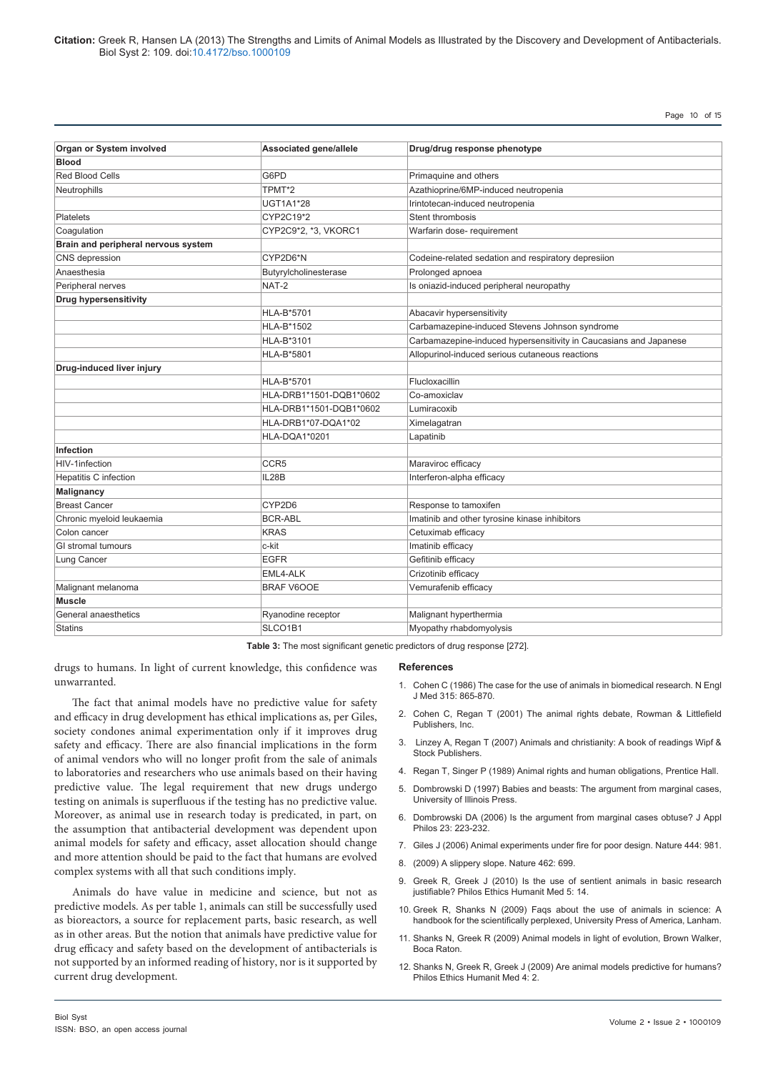| Organ or System involved | Associated gene/allele | Drug/drug response phenotype |
|---|---|---|
| **Blood** | | |
| Red Blood Cells | G6PD | Primaquine and others |
| Neutrophills | TPMT*2 | Azathioprine/6MP-induced neutropenia |
| | UGT1A1*28 | Irintotecan-induced neutropenia |
| Platelets | CYP2C19*2 | Stent thrombosis |
| Coagulation | CYP2C9*2, *3, VKORC1 | Warfarin dose- requirement |
| **Brain and peripheral nervous system** | | |
| CNS depression | CYP2D6*N | Codeine-related sedation and respiratory depresiion |
| Anaesthesia | Butyrylcholinesterase | Prolonged apnoea |
| Peripheral nerves | NAT-2 | Is oniazid-induced peripheral neuropathy |
| **Drug hypersensitivity** | | |
| | HLA-B*5701 | Abacavir hypersensitivity |
| | HLA-B*1502 | Carbamazepine-induced Stevens Johnson syndrome |
| | HLA-B*3101 | Carbamazepine-induced hypersensitivity in Caucasians and Japanese |
| | HLA-B*5801 | Allopurinol-induced serious cutaneous reactions |
| **Drug-induced liver injury** | | |
| | HLA-B*5701 | Flucloxacillin |
| | HLA-DRB1*1501-DQB1*0602 | Co-amoxiclav |
| | HLA-DRB1*1501-DQB1*0602 | Lumiracoxib |
| | HLA-DRB1*07-DQA1*02 | Ximelagatran |
| | HLA-DQA1*0201 | Lapatinib |
| **Infection** | | |
| HIV-1infection | CCR5 | Maraviroc efficacy |
| Hepatitis C infection | IL28B | Interferon-alpha efficacy |
| **Malignancy** | | |
| Breast Cancer | CYP2D6 | Response to tamoxifen |
| Chronic myeloid leukaemia | BCR-ABL | Imatinib and other tyrosine kinase inhibitors |
| Colon cancer | KRAS | Cetuximab efficacy |
| GI stromal tumours | c-kit | Imatinib efficacy |
| Lung Cancer | EGFR | Gefitinib efficacy |
| | EML4-ALK | Crizotinib efficacy |
| Malignant melanoma | BRAF V6OOE | Vemurafenib efficacy |
| **Muscle** | | |
| General anaesthetics | Ryanodine receptor | Malignant hyperthermia |
| Statins | SLCO1B1 | Myopathy rhabdomyolysis |

**Table 3:** The most significant genetic predictors of drug response [272].

drugs to humans. In light of current knowledge, this confidence was unwarranted.

The fact that animal models have no predictive value for safety and efficacy in drug development has ethical implications as, per Giles, society condones animal experimentation only if it improves drug safety and efficacy. There are also financial implications in the form of animal vendors who will no longer profit from the sale of animals to laboratories and researchers who use animals based on their having predictive value. The legal requirement that new drugs undergo testing on animals is superfluous if the testing has no predictive value. Moreover, as animal use in research today is predicated, in part, on the assumption that antibacterial development was dependent upon animal models for safety and efficacy, asset allocation should change and more attention should be paid to the fact that humans are evolved complex systems with all that such conditions imply.

Animals do have value in medicine and science, but not as predictive models. As per table 1, animals can still be successfully used as bioreactors, a source for replacement parts, basic research, as well as in other areas. But the notion that animals have predictive value for drug efficacy and safety based on the development of antibacterials is not supported by an informed reading of history, nor is it supported by current drug development.

## References

1. Cohen C (1986) The case for the use of animals in biomedical research. N Engl J Med 315: 865-870.
2. Cohen C, Regan T (2001) The animal rights debate, Rowman & Littlefield Publishers, Inc.
3. Linzey A, Regan T (2007) Animals and christianity: A book of readings Wipf & Stock Publishers.
4. Regan T, Singer P (1989) Animal rights and human obligations, Prentice Hall.
5. Dombrowski D (1997) Babies and beasts: The argument from marginal cases, University of Illinois Press.
6. Dombrowski DA (2006) Is the argument from marginal cases obtuse? J Appl Philos 23: 223-232.
7. Giles J (2006) Animal experiments under fire for poor design. Nature 444: 981.
8. (2009) A slippery slope. Nature 462: 699.
9. Greek R, Greek J (2010) Is the use of sentient animals in basic research justifiable? Philos Ethics Humanit Med 5: 14.
10. Greek R, Shanks N (2009) Faqs about the use of animals in science: A handbook for the scientifically perplexed, University Press of America, Lanham.
11. Shanks N, Greek R (2009) Animal models in light of evolution, Brown Walker, Boca Raton.
12. Shanks N, Greek R, Greek J (2009) Are animal models predictive for humans? Philos Ethics Humanit Med 4: 2.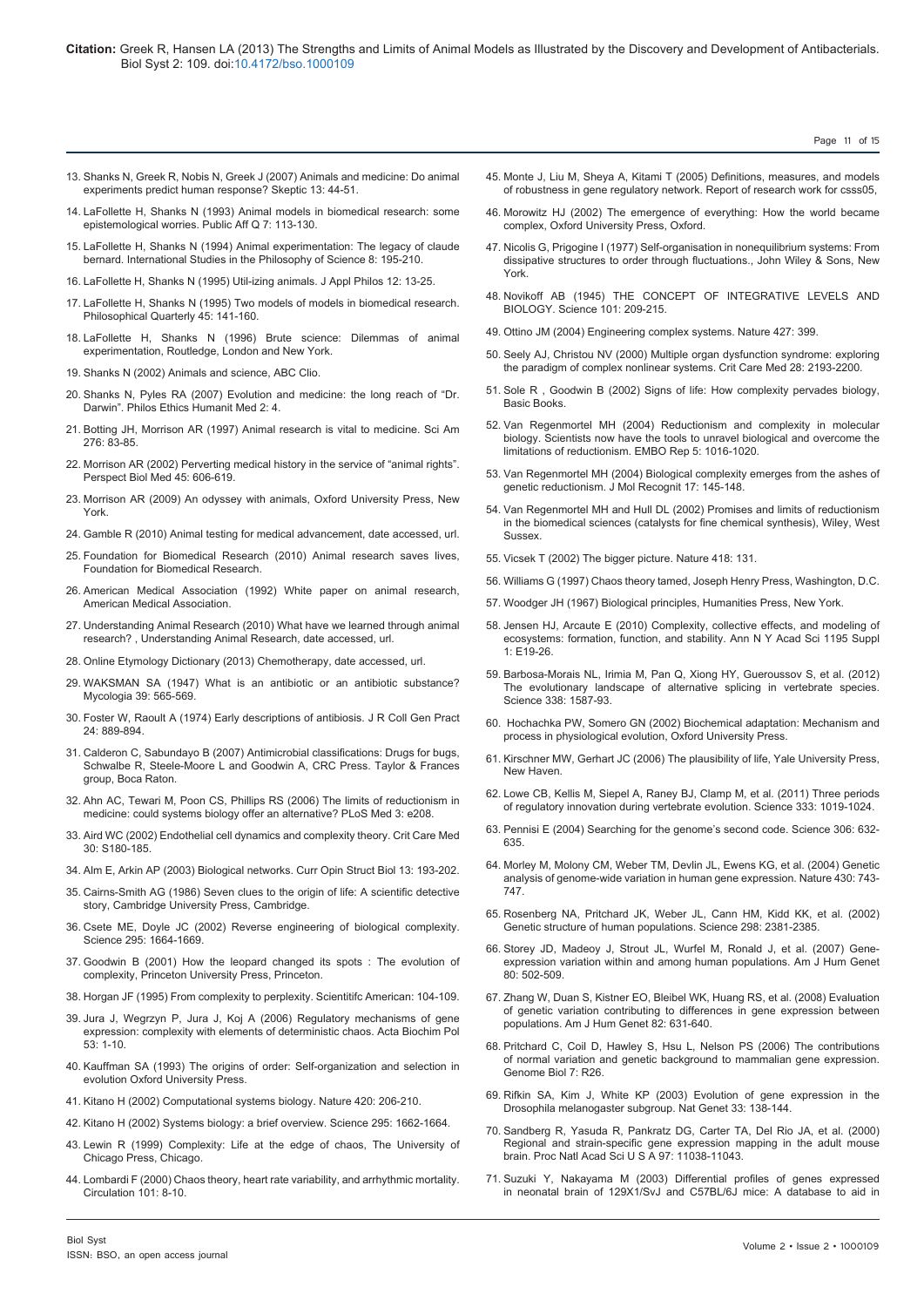13. Shanks N, Greek R, Nobis N, Greek J (2007) Animals and medicine: Do animal experiments predict human response? Skeptic 13: 44-51.

14. LaFollette H, Shanks N (1993) Animal models in biomedical research: some epistemological worries. Public Aff Q 7: 113-130.

15. LaFollette H, Shanks N (1994) Animal experimentation: The legacy of claude bernard. International Studies in the Philosophy of Science 8: 195-210.

16. LaFollette H, Shanks N (1995) Util-izing animals. J Appl Philos 12: 13-25.

17. LaFollette H, Shanks N (1995) Two models of models in biomedical research. Philosophical Quarterly 45: 141-160.

18. LaFollette H, Shanks N (1996) Brute science: Dilemmas of animal experimentation, Routledge, London and New York.

19. Shanks N (2002) Animals and science, ABC Clio.

20. Shanks N, Pyles RA (2007) Evolution and medicine: the long reach of "Dr. Darwin". Philos Ethics Humanit Med 2: 4.

21. Botting JH, Morrison AR (1997) Animal research is vital to medicine. Sci Am 276: 83-85.

22. Morrison AR (2002) Perverting medical history in the service of "animal rights". Perspect Biol Med 45: 606-619.

23. Morrison AR (2009) An odyssey with animals, Oxford University Press, New York.

24. Gamble R (2010) Animal testing for medical advancement, date accessed, url.

25. Foundation for Biomedical Research (2010) Animal research saves lives, Foundation for Biomedical Research.

26. American Medical Association (1992) White paper on animal research, American Medical Association.

27. Understanding Animal Research (2010) What have we learned through animal research? , Understanding Animal Research, date accessed, url.

28. Online Etymology Dictionary (2013) Chemotherapy, date accessed, url.

29. WAKSMAN SA (1947) What is an antibiotic or an antibiotic substance? Mycologia 39: 565-569.

30. Foster W, Raoult A (1974) Early descriptions of antibiosis. J R Coll Gen Pract 24: 889-894.

31. Calderon C, Sabundayo B (2007) Antimicrobial classifications: Drugs for bugs, Schwalbe R, Steele-Moore L and Goodwin A, CRC Press. Taylor & Frances group, Boca Raton.

32. Ahn AC, Tewari M, Poon CS, Phillips RS (2006) The limits of reductionism in medicine: could systems biology offer an alternative? PLoS Med 3: e208.

33. Aird WC (2002) Endothelial cell dynamics and complexity theory. Crit Care Med 30: S180-185.

34. Alm E, Arkin AP (2003) Biological networks. Curr Opin Struct Biol 13: 193-202.

35. Cairns-Smith AG (1986) Seven clues to the origin of life: A scientific detective story, Cambridge University Press, Cambridge.

36. Csete ME, Doyle JC (2002) Reverse engineering of biological complexity. Science 295: 1664-1669.

37. Goodwin B (2001) How the leopard changed its spots : The evolution of complexity, Princeton University Press, Princeton.

38. Horgan JF (1995) From complexity to perplexity. Scientitfc American: 104-109.

39. Jura J, Wegrzyn P, Jura J, Koj A (2006) Regulatory mechanisms of gene expression: complexity with elements of deterministic chaos. Acta Biochim Pol 53: 1-10.

40. Kauffman SA (1993) The origins of order: Self-organization and selection in evolution Oxford University Press.

41. Kitano H (2002) Computational systems biology. Nature 420: 206-210.

42. Kitano H (2002) Systems biology: a brief overview. Science 295: 1662-1664.

43. Lewin R (1999) Complexity: Life at the edge of chaos, The University of Chicago Press, Chicago.

44. Lombardi F (2000) Chaos theory, heart rate variability, and arrhythmic mortality. Circulation 101: 8-10.

45. Monte J, Liu M, Sheya A, Kitami T (2005) Definitions, measures, and models of robustness in gene regulatory network. Report of research work for csss05,

46. Morowitz HJ (2002) The emergence of everything: How the world became complex, Oxford University Press, Oxford.

47. Nicolis G, Prigogine I (1977) Self-organisation in nonequilibrium systems: From dissipative structures to order through fluctuations., John Wiley & Sons, New York.

48. Novikoff AB (1945) THE CONCEPT OF INTEGRATIVE LEVELS AND BIOLOGY. Science 101: 209-215.

49. Ottino JM (2004) Engineering complex systems. Nature 427: 399.

50. Seely AJ, Christou NV (2000) Multiple organ dysfunction syndrome: exploring the paradigm of complex nonlinear systems. Crit Care Med 28: 2193-2200.

51. Sole R , Goodwin B (2002) Signs of life: How complexity pervades biology, Basic Books.

52. Van Regenmortel MH (2004) Reductionism and complexity in molecular biology. Scientists now have the tools to unravel biological and overcome the limitations of reductionism. EMBO Rep 5: 1016-1020.

53. Van Regenmortel MH (2004) Biological complexity emerges from the ashes of genetic reductionism. J Mol Recognit 17: 145-148.

54. Van Regenmortel MH and Hull DL (2002) Promises and limits of reductionism in the biomedical sciences (catalysts for fine chemical synthesis), Wiley, West Sussex.

55. Vicsek T (2002) The bigger picture. Nature 418: 131.

56. Williams G (1997) Chaos theory tamed, Joseph Henry Press, Washington, D.C.

57. Woodger JH (1967) Biological principles, Humanities Press, New York.

58. Jensen HJ, Arcaute E (2010) Complexity, collective effects, and modeling of ecosystems: formation, function, and stability. Ann N Y Acad Sci 1195 Suppl 1: E19-26.

59. Barbosa-Morais NL, Irimia M, Pan Q, Xiong HY, Gueroussov S, et al. (2012) The evolutionary landscape of alternative splicing in vertebrate species. Science 338: 1587-93.

60. Hochachka PW, Somero GN (2002) Biochemical adaptation: Mechanism and process in physiological evolution, Oxford University Press.

61. Kirschner MW, Gerhart JC (2006) The plausibility of life, Yale University Press, New Haven.

62. Lowe CB, Kellis M, Siepel A, Raney BJ, Clamp M, et al. (2011) Three periods of regulatory innovation during vertebrate evolution. Science 333: 1019-1024.

63. Pennisi E (2004) Searching for the genome's second code. Science 306: 632-635.

64. Morley M, Molony CM, Weber TM, Devlin JL, Ewens KG, et al. (2004) Genetic analysis of genome-wide variation in human gene expression. Nature 430: 743-747.

65. Rosenberg NA, Pritchard JK, Weber JL, Cann HM, Kidd KK, et al. (2002) Genetic structure of human populations. Science 298: 2381-2385.

66. Storey JD, Madeoy J, Strout JL, Wurfel M, Ronald J, et al. (2007) Gene-expression variation within and among human populations. Am J Hum Genet 80: 502-509.

67. Zhang W, Duan S, Kistner EO, Bleibel WK, Huang RS, et al. (2008) Evaluation of genetic variation contributing to differences in gene expression between populations. Am J Hum Genet 82: 631-640.

68. Pritchard C, Coil D, Hawley S, Hsu L, Nelson PS (2006) The contributions of normal variation and genetic background to mammalian gene expression. Genome Biol 7: R26.

69. Rifkin SA, Kim J, White KP (2003) Evolution of gene expression in the Drosophila melanogaster subgroup. Nat Genet 33: 138-144.

70. Sandberg R, Yasuda R, Pankratz DG, Carter TA, Del Rio JA, et al. (2000) Regional and strain-specific gene expression mapping in the adult mouse brain. Proc Natl Acad Sci U S A 97: 11038-11043.

71. Suzuki Y, Nakayama M (2003) Differential profiles of genes expressed in neonatal brain of 129X1/SvJ and C57BL/6J mice: A database to aid in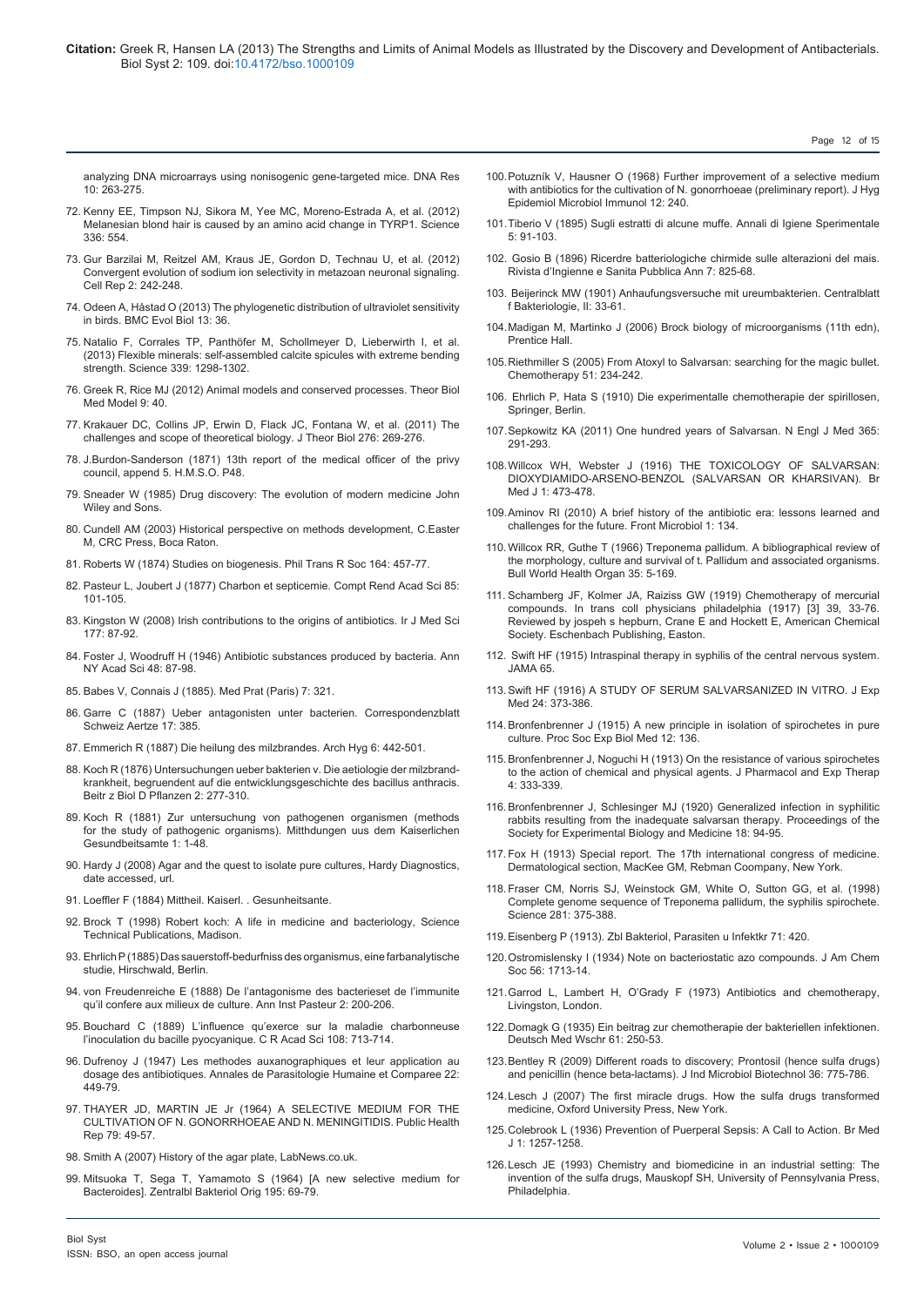analyzing DNA microarrays using nonisogenic gene-targeted mice. DNA Res 10: 263-275.

72. Kenny EE, Timpson NJ, Sikora M, Yee MC, Moreno-Estrada A, et al. (2012) Melanesian blond hair is caused by an amino acid change in TYRP1. Science 336: 554.

73. Gur Barzilai M, Reitzel AM, Kraus JE, Gordon D, Technau U, et al. (2012) Convergent evolution of sodium ion selectivity in metazoan neuronal signaling. Cell Rep 2: 242-248.

74. Odeen A, Håstad O (2013) The phylogenetic distribution of ultraviolet sensitivity in birds. BMC Evol Biol 13: 36.

75. Natalio F, Corrales TP, Panthöfer M, Schollmeyer D, Lieberwirth I, et al. (2013) Flexible minerals: self-assembled calcite spicules with extreme bending strength. Science 339: 1298-1302.

76. Greek R, Rice MJ (2012) Animal models and conserved processes. Theor Biol Med Model 9: 40.

77. Krakauer DC, Collins JP, Erwin D, Flack JC, Fontana W, et al. (2011) The challenges and scope of theoretical biology. J Theor Biol 276: 269-276.

78. J.Burdon-Sanderson (1871) 13th report of the medical officer of the privy council, append 5. H.M.S.O. P48.

79. Sneader W (1985) Drug discovery: The evolution of modern medicine John Wiley and Sons.

80. Cundell AM (2003) Historical perspective on methods development, C.Easter M, CRC Press, Boca Raton.

81. Roberts W (1874) Studies on biogenesis. Phil Trans R Soc 164: 457-77.

82. Pasteur L, Joubert J (1877) Charbon et septicemie. Compt Rend Acad Sci 85: 101-105.

83. Kingston W (2008) Irish contributions to the origins of antibiotics. Ir J Med Sci 177: 87-92.

84. Foster J, Woodruff H (1946) Antibiotic substances produced by bacteria. Ann NY Acad Sci 48: 87-98.

85. Babes V, Connais J (1885). Med Prat (Paris) 7: 321.

86. Garre C (1887) Ueber antagonisten unter bacterien. Correspondenzblatt Schweiz Aertze 17: 385.

87. Emmerich R (1887) Die heilung des milzbrandes. Arch Hyg 6: 442-501.

88. Koch R (1876) Untersuchungen ueber bakterien v. Die aetiologie der milzbrand-krankheit, begruendent auf die entwicklungsgeschichte des bacillus anthracis. Beitr z Biol D Pflanzen 2: 277-310.

89. Koch R (1881) Zur untersuchung von pathogenen organismen (methods for the study of pathogenic organisms). Mitthdungen uus dem Kaiserlichen Gesundbeitsamte 1: 1-48.

90. Hardy J (2008) Agar and the quest to isolate pure cultures, Hardy Diagnostics, date accessed, url.

91. Loeffler F (1884) Mittheil. Kaiserl. . Gesunheitsante.

92. Brock T (1998) Robert koch: A life in medicine and bacteriology, Science Technical Publications, Madison.

93. Ehrlich P (1885) Das sauerstoff-bedurfniss des organismus, eine farbanalytische studie, Hirschwald, Berlin.

94. von Freudenreiche E (1888) De l'antagonisme des bacterieset de l'immunite qu'il confere aux milieux de culture. Ann Inst Pasteur 2: 200-206.

95. Bouchard C (1889) L'influence qu'exerce sur la maladie charbonneuse l'inoculation du bacille pyocyanique. C R Acad Sci 108: 713-714.

96. Dufrenoy J (1947) Les methodes auxanographiques et leur application au dosage des antibiotiques. Annales de Parasitologie Humaine et Comparee 22: 449-79.

97. THAYER JD, MARTIN JE Jr (1964) A SELECTIVE MEDIUM FOR THE CULTIVATION OF N. GONORRHOEAE AND N. MENINGITIDIS. Public Health Rep 79: 49-57.

98. Smith A (2007) History of the agar plate, LabNews.co.uk.

99. Mitsuoka T, Sega T, Yamamoto S (1964) [A new selective medium for Bacteroides]. Zentralbl Bakteriol Orig 195: 69-79.

100. Potuzník V, Hausner O (1968) Further improvement of a selective medium with antibiotics for the cultivation of N. gonorrhoeae (preliminary report). J Hyg Epidemiol Microbiol Immunol 12: 240.

101. Tiberio V (1895) Sugli estratti di alcune muffe. Annali di Igiene Sperimentale 5: 91-103.

102. Gosio B (1896) Ricerdre batteriologiche chirmide sulle alterazioni del mais. Rivista d'Ingienne e Sanita Pubblica Ann 7: 825-68.

103. Beijerinck MW (1901) Anhaufungsversuche mit ureumbakterien. Centralblatt f Bakteriologie, II: 33-61.

104. Madigan M, Martinko J (2006) Brock biology of microorganisms (11th edn), Prentice Hall.

105. Riethmiller S (2005) From Atoxyl to Salvarsan: searching for the magic bullet. Chemotherapy 51: 234-242.

106. Ehrlich P, Hata S (1910) Die experimentalle chemotherapie der spirillosen, Springer, Berlin.

107. Sepkowitz KA (2011) One hundred years of Salvarsan. N Engl J Med 365: 291-293.

108. Willcox WH, Webster J (1916) THE TOXICOLOGY OF SALVARSAN: DIOXYDIAMIDO-ARSENO-BENZOL (SALVARSAN OR KHARSIVAN). Br Med J 1: 473-478.

109. Aminov RI (2010) A brief history of the antibiotic era: lessons learned and challenges for the future. Front Microbiol 1: 134.

110. Willcox RR, Guthe T (1966) Treponema pallidum. A bibliographical review of the morphology, culture and survival of t. Pallidum and associated organisms. Bull World Health Organ 35: 5-169.

111. Schamberg JF, Kolmer JA, Raiziss GW (1919) Chemotherapy of mercurial compounds. In trans coll physicians philadelphia (1917) [3] 39, 33-76. Reviewed by jospeh s hepburn, Crane E and Hockett E, American Chemical Society. Eschenbach Publishing, Easton.

112. Swift HF (1915) Intraspinal therapy in syphilis of the central nervous system. JAMA 65.

113. Swift HF (1916) A STUDY OF SERUM SALVARSANIZED IN VITRO. J Exp Med 24: 373-386.

114. Bronfenbrenner J (1915) A new principle in isolation of spirochetes in pure culture. Proc Soc Exp Biol Med 12: 136.

115. Bronfenbrenner J, Noguchi H (1913) On the resistance of various spirochetes to the action of chemical and physical agents. J Pharmacol and Exp Therap 4: 333-339.

116. Bronfenbrenner J, Schlesinger MJ (1920) Generalized infection in syphilitic rabbits resulting from the inadequate salvarsan therapy. Proceedings of the Society for Experimental Biology and Medicine 18: 94-95.

117. Fox H (1913) Special report. The 17th international congress of medicine. Dermatological section, MacKee GM, Rebman Coompany, New York.

118. Fraser CM, Norris SJ, Weinstock GM, White O, Sutton GG, et al. (1998) Complete genome sequence of Treponema pallidum, the syphilis spirochete. Science 281: 375-388.

119. Eisenberg P (1913). Zbl Bakteriol, Parasiten u Infektkr 71: 420.

120. Ostromislensky I (1934) Note on bacteriostatic azo compounds. J Am Chem Soc 56: 1713-14.

121. Garrod L, Lambert H, O'Grady F (1973) Antibiotics and chemotherapy, Livingston, London.

122. Domagk G (1935) Ein beitrag zur chemotherapie der bakteriellen infektionen. Deutsch Med Wschr 61: 250-53.

123. Bentley R (2009) Different roads to discovery; Prontosil (hence sulfa drugs) and penicillin (hence beta-lactams). J Ind Microbiol Biotechnol 36: 775-786.

124. Lesch J (2007) The first miracle drugs. How the sulfa drugs transformed medicine, Oxford University Press, New York.

125. Colebrook L (1936) Prevention of Puerperal Sepsis: A Call to Action. Br Med J 1: 1257-1258.

126. Lesch JE (1993) Chemistry and biomedicine in an industrial setting: The invention of the sulfa drugs, Mauskopf SH, University of Pennsylvania Press, Philadelphia.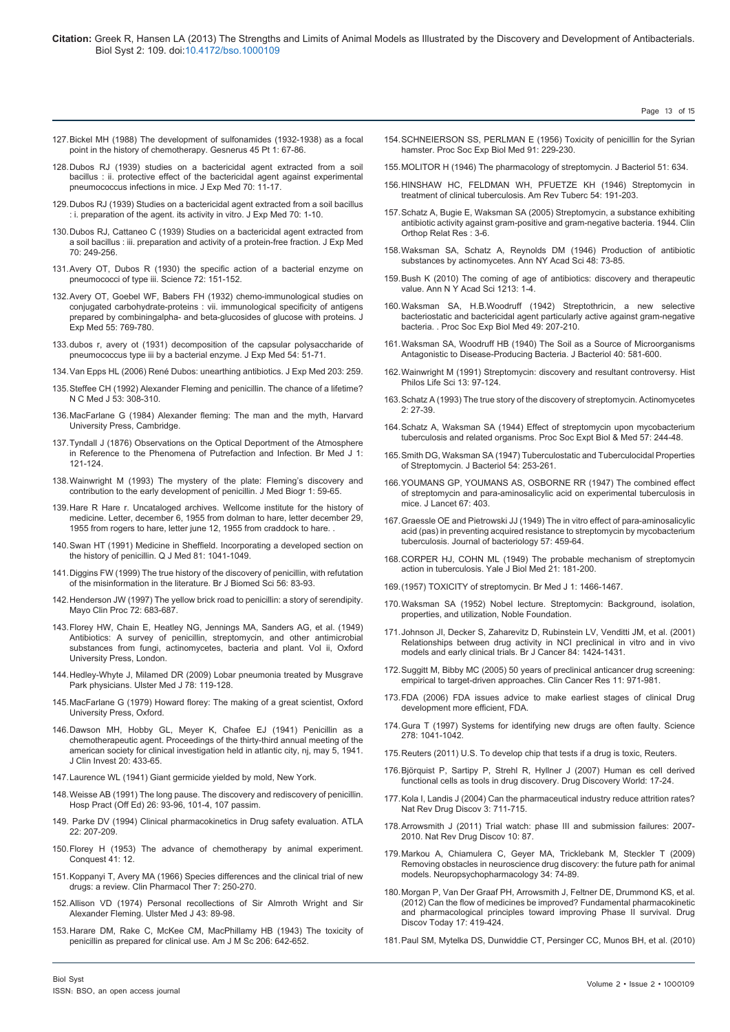127. Bickel MH (1988) The development of sulfonamides (1932-1938) as a focal point in the history of chemotherapy. Gesnerus 45 Pt 1: 67-86.

128. Dubos RJ (1939) studies on a bactericidal agent extracted from a soil bacillus : ii. protective effect of the bactericidal agent against experimental pneumococcus infections in mice. J Exp Med 70: 11-17.

129. Dubos RJ (1939) Studies on a bactericidal agent extracted from a soil bacillus : i. preparation of the agent. its activity in vitro. J Exp Med 70: 1-10.

130. Dubos RJ, Cattaneo C (1939) Studies on a bactericidal agent extracted from a soil bacillus : iii. preparation and activity of a protein-free fraction. J Exp Med 70: 249-256.

131. Avery OT, Dubos R (1930) the specific action of a bacterial enzyme on pneumococci of type iii. Science 72: 151-152.

132. Avery OT, Goebel WF, Babers FH (1932) chemo-immunological studies on conjugated carbohydrate-proteins : vii. immunological specificity of antigens prepared by combiningalpha- and beta-glucosides of glucose with proteins. J Exp Med 55: 769-780.

133. dubos r, avery ot (1931) decomposition of the capsular polysaccharide of pneumococcus type iii by a bacterial enzyme. J Exp Med 54: 51-71.

134. Van Epps HL (2006) René Dubos: unearthing antibiotics. J Exp Med 203: 259.

135. Steffee CH (1992) Alexander Fleming and penicillin. The chance of a lifetime? N C Med J 53: 308-310.

136. MacFarlane G (1984) Alexander fleming: The man and the myth, Harvard University Press, Cambridge.

137. Tyndall J (1876) Observations on the Optical Deportment of the Atmosphere in Reference to the Phenomena of Putrefaction and Infection. Br Med J 1: 121-124.

138. Wainwright M (1993) The mystery of the plate: Fleming's discovery and contribution to the early development of penicillin. J Med Biogr 1: 59-65.

139. Hare R Hare r. Uncataloged archives. Wellcome institute for the history of medicine. Letter, december 6, 1955 from dolman to hare, letter december 29, 1955 from rogers to hare, letter june 12, 1955 from craddock to hare. .

140. Swan HT (1991) Medicine in Sheffield. Incorporating a developed section on the history of penicillin. Q J Med 81: 1041-1049.

141. Diggins FW (1999) The true history of the discovery of penicillin, with refutation of the misinformation in the literature. Br J Biomed Sci 56: 83-93.

142. Henderson JW (1997) The yellow brick road to penicillin: a story of serendipity. Mayo Clin Proc 72: 683-687.

143. Florey HW, Chain E, Heatley NG, Jennings MA, Sanders AG, et al. (1949) Antibiotics: A survey of penicillin, streptomycin, and other antimicrobial substances from fungi, actinomycetes, bacteria and plant. Vol ii, Oxford University Press, London.

144. Hedley-Whyte J, Milamed DR (2009) Lobar pneumonia treated by Musgrave Park physicians. Ulster Med J 78: 119-128.

145. MacFarlane G (1979) Howard florey: The making of a great scientist, Oxford University Press, Oxford.

146. Dawson MH, Hobby GL, Meyer K, Chafee EJ (1941) Penicillin as a chemotherapeutic agent. Proceedings of the thirty-third annual meeting of the american society for clinical investigation held in atlantic city, nj, may 5, 1941. J Clin Invest 20: 433-65.

147. Laurence WL (1941) Giant germicide yielded by mold, New York.

148. Weisse AB (1991) The long pause. The discovery and rediscovery of penicillin. Hosp Pract (Off Ed) 26: 93-96, 101-4, 107 passim.

149. Parke DV (1994) Clinical pharmacokinetics in Drug safety evaluation. ATLA 22: 207-209.

150. Florey H (1953) The advance of chemotherapy by animal experiment. Conquest 41: 12.

151. Koppanyi T, Avery MA (1966) Species differences and the clinical trial of new drugs: a review. Clin Pharmacol Ther 7: 250-270.

152. Allison VD (1974) Personal recollections of Sir Almroth Wright and Sir Alexander Fleming. Ulster Med J 43: 89-98.

153. Harare DM, Rake C, McKee CM, MacPhillamy HB (1943) The toxicity of penicillin as prepared for clinical use. Am J M Sc 206: 642-652.

154. SCHNEIERSON SS, PERLMAN E (1956) Toxicity of penicillin for the Syrian hamster. Proc Soc Exp Biol Med 91: 229-230.

155. MOLITOR H (1946) The pharmacology of streptomycin. J Bacteriol 51: 634.

156. HINSHAW HC, FELDMAN WH, PFUETZE KH (1946) Streptomycin in treatment of clinical tuberculosis. Am Rev Tuberc 54: 191-203.

157. Schatz A, Bugie E, Waksman SA (2005) Streptomycin, a substance exhibiting antibiotic activity against gram-positive and gram-negative bacteria. 1944. Clin Orthop Relat Res : 3-6.

158. Waksman SA, Schatz A, Reynolds DM (1946) Production of antibiotic substances by actinomycetes. Ann NY Acad Sci 48: 73-85.

159. Bush K (2010) The coming of age of antibiotics: discovery and therapeutic value. Ann N Y Acad Sci 1213: 1-4.

160. Waksman SA, H.B.Woodruff (1942) Streptothricin, a new selective bacteriostatic and bactericidal agent particularly active against gram-negative bacteria. . Proc Soc Exp Biol Med 49: 207-210.

161. Waksman SA, Woodruff HB (1940) The Soil as a Source of Microorganisms Antagonistic to Disease-Producing Bacteria. J Bacteriol 40: 581-600.

162. Wainwright M (1991) Streptomycin: discovery and resultant controversy. Hist Philos Life Sci 13: 97-124.

163. Schatz A (1993) The true story of the discovery of streptomycin. Actinomycetes 2: 27-39.

164. Schatz A, Waksman SA (1944) Effect of streptomycin upon mycobacterium tuberculosis and related organisms. Proc Soc Expt Biol & Med 57: 244-48.

165. Smith DG, Waksman SA (1947) Tuberculostatic and Tuberculocidal Properties of Streptomycin. J Bacteriol 54: 253-261.

166. YOUMANS GP, YOUMANS AS, OSBORNE RR (1947) The combined effect of streptomycin and para-aminosalicylic acid on experimental tuberculosis in mice. J Lancet 67: 403.

167. Graessle OE and Pietrowski JJ (1949) The in vitro effect of para-aminosalicylic acid (pas) in preventing acquired resistance to streptomycin by mycobacterium tuberculosis. Journal of bacteriology 57: 459-64.

168. CORPER HJ, COHN ML (1949) The probable mechanism of streptomycin action in tuberculosis. Yale J Biol Med 21: 181-200.

169. (1957) TOXICITY of streptomycin. Br Med J 1: 1466-1467.

170. Waksman SA (1952) Nobel lecture. Streptomycin: Background, isolation, properties, and utilization, Noble Foundation.

171. Johnson JI, Decker S, Zaharevitz D, Rubinstein LV, Venditti JM, et al. (2001) Relationships between drug activity in NCI preclinical in vitro and in vivo models and early clinical trials. Br J Cancer 84: 1424-1431.

172. Suggitt M, Bibby MC (2005) 50 years of preclinical anticancer drug screening: empirical to target-driven approaches. Clin Cancer Res 11: 971-981.

173. FDA (2006) FDA issues advice to make earliest stages of clinical Drug development more efficient, FDA.

174. Gura T (1997) Systems for identifying new drugs are often faulty. Science 278: 1041-1042.

175. Reuters (2011) U.S. To develop chip that tests if a drug is toxic, Reuters.

176. Björquist P, Sartipy P, Strehl R, Hyllner J (2007) Human es cell derived functional cells as tools in drug discovery. Drug Discovery World: 17-24.

177. Kola I, Landis J (2004) Can the pharmaceutical industry reduce attrition rates? Nat Rev Drug Discov 3: 711-715.

178. Arrowsmith J (2011) Trial watch: phase III and submission failures: 2007-2010. Nat Rev Drug Discov 10: 87.

179. Markou A, Chiamulera C, Geyer MA, Tricklebank M, Steckler T (2009) Removing obstacles in neuroscience drug discovery: the future path for animal models. Neuropsychopharmacology 34: 74-89.

180. Morgan P, Van Der Graaf PH, Arrowsmith J, Feltner DE, Drummond KS, et al. (2012) Can the flow of medicines be improved? Fundamental pharmacokinetic and pharmacological principles toward improving Phase II survival. Drug Discov Today 17: 419-424.

181. Paul SM, Mytelka DS, Dunwiddie CT, Persinger CC, Munos BH, et al. (2010)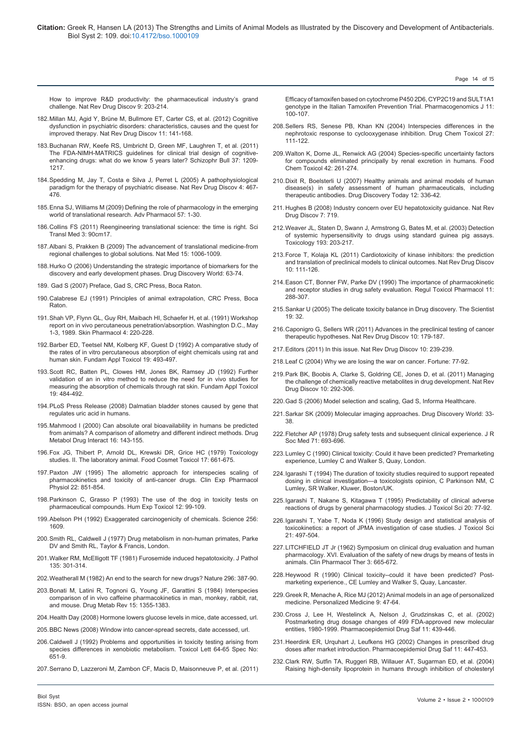How to improve R&D productivity: the pharmaceutical industry's grand challenge. Nat Rev Drug Discov 9: 203-214.

182. Millan MJ, Agid Y, Brüne M, Bullmore ET, Carter CS, et al. (2012) Cognitive dysfunction in psychiatric disorders: characteristics, causes and the quest for improved therapy. Nat Rev Drug Discov 11: 141-168.

183. Buchanan RW, Keefe RS, Umbricht D, Green MF, Laughren T, et al. (2011) The FDA-NIMH-MATRICS guidelines for clinical trial design of cognitive-enhancing drugs: what do we know 5 years later? Schizophr Bull 37: 1209-1217.

184. Spedding M, Jay T, Costa e Silva J, Perret L (2005) A pathophysiological paradigm for the therapy of psychiatric disease. Nat Rev Drug Discov 4: 467-476.

185. Enna SJ, Williams M (2009) Defining the role of pharmacology in the emerging world of translational research. Adv Pharmacol 57: 1-30.

186. Collins FS (2011) Reengineering translational science: the time is right. Sci Transl Med 3: 90cm17.

187. Albani S, Prakken B (2009) The advancement of translational medicine-from regional challenges to global solutions. Nat Med 15: 1006-1009.

188. Hurko O (2006) Understanding the strategic importance of biomarkers for the discovery and early development phases. Drug Discovery World: 63-74.

189. Gad S (2007) Preface, Gad S, CRC Press, Boca Raton.

190. Calabrese EJ (1991) Principles of animal extrapolation, CRC Press, Boca Raton.

191. Shah VP, Flynn GL, Guy RH, Maibach HI, Schaefer H, et al. (1991) Workshop report on in vivo percutaneous penetration/absorption. Washington D.C., May 1-3, 1989. Skin Pharmacol 4: 220-228.

192. Barber ED, Teetsel NM, Kolberg KF, Guest D (1992) A comparative study of the rates of in vitro percutaneous absorption of eight chemicals using rat and human skin. Fundam Appl Toxicol 19: 493-497.

193. Scott RC, Batten PL, Clowes HM, Jones BK, Ramsey JD (1992) Further validation of an in vitro method to reduce the need for in vivo studies for measuring the absorption of chemicals through rat skin. Fundam Appl Toxicol 19: 484-492.

194. PLoS Press Release (2008) Dalmatian bladder stones caused by gene that regulates uric acid in humans.

195. Mahmood I (2000) Can absolute oral bioavailability in humans be predicted from animals? A comparison of allometry and different indirect methods. Drug Metabol Drug Interact 16: 143-155.

196. Fox JG, Thibert P, Arnold DL, Krewski DR, Grice HC (1979) Toxicology studies. II. The laboratory animal. Food Cosmet Toxicol 17: 661-675.

197. Paxton JW (1995) The allometric approach for interspecies scaling of pharmacokinetics and toxicity of anti-cancer drugs. Clin Exp Pharmacol Physiol 22: 851-854.

198. Parkinson C, Grasso P (1993) The use of the dog in toxicity tests on pharmaceutical compounds. Hum Exp Toxicol 12: 99-109.

199. Abelson PH (1992) Exaggerated carcinogenicity of chemicals. Science 256: 1609.

200. Smith RL, Caldwell J (1977) Drug metabolism in non-human primates, Parke DV and Smith RL, Taylor & Francis, London.

201. Walker RM, McElligott TF (1981) Furosemide induced hepatotoxicity. J Pathol 135: 301-314.

202. Weatherall M (1982) An end to the search for new drugs? Nature 296: 387-90.

203. Bonati M, Latini R, Tognoni G, Young JF, Garattini S (1984) Interspecies comparison of in vivo caffeine pharmacokinetics in man, monkey, rabbit, rat, and mouse. Drug Metab Rev 15: 1355-1383.

204. Health Day (2008) Hormone lowers glucose levels in mice, date accessed, url.

205. BBC News (2008) Window into cancer-spread secrets, date accessed, url.

206. Caldwell J (1992) Problems and opportunities in toxicity testing arising from species differences in xenobiotic metabolism. Toxicol Lett 64-65 Spec No: 651-9.

207. Serrano D, Lazzeroni M, Zambon CF, Macis D, Maisonneuve P, et al. (2011) Efficacy of tamoxifen based on cytochrome P450 2D6, CYP2C19 and SULT1A1 genotype in the Italian Tamoxifen Prevention Trial. Pharmacogenomics J 11: 100-107.

208. Sellers RS, Senese PB, Khan KN (2004) Interspecies differences in the nephrotoxic response to cyclooxygenase inhibition. Drug Chem Toxicol 27: 111-122.

209. Walton K, Dorne JL, Renwick AG (2004) Species-specific uncertainty factors for compounds eliminated principally by renal excretion in humans. Food Chem Toxicol 42: 261-274.

210. Dixit R, Boelsterli U (2007) Healthy animals and animal models of human disease(s) in safety assessment of human pharmaceuticals, including therapeutic antibodies. Drug Discovery Today 12: 336-42.

211. Hughes B (2008) Industry concern over EU hepatotoxicity guidance. Nat Rev Drug Discov 7: 719.

212. Weaver JL, Staten D, Swann J, Armstrong G, Bates M, et al. (2003) Detection of systemic hypersensitivity to drugs using standard guinea pig assays. Toxicology 193: 203-217.

213. Force T, Kolaja KL (2011) Cardiotoxicity of kinase inhibitors: the prediction and translation of preclinical models to clinical outcomes. Nat Rev Drug Discov 10: 111-126.

214. Eason CT, Bonner FW, Parke DV (1990) The importance of pharmacokinetic and receptor studies in drug safety evaluation. Regul Toxicol Pharmacol 11: 288-307.

215. Sankar U (2005) The delicate toxicity balance in Drug discovery. The Scientist 19: 32.

216. Caponigro G, Sellers WR (2011) Advances in the preclinical testing of cancer therapeutic hypotheses. Nat Rev Drug Discov 10: 179-187.

217. Editors (2011) In this issue. Nat Rev Drug Discov 10: 239-239.

218. Leaf C (2004) Why we are losing the war on cancer. Fortune: 77-92.

219. Park BK, Boobis A, Clarke S, Goldring CE, Jones D, et al. (2011) Managing the challenge of chemically reactive metabolites in drug development. Nat Rev Drug Discov 10: 292-306.

220. Gad S (2006) Model selection and scaling, Gad S, Informa Healthcare.

221. Sarkar SK (2009) Molecular imaging approaches. Drug Discovery World: 33-38.

222. Fletcher AP (1978) Drug safety tests and subsequent clinical experience. J R Soc Med 71: 693-696.

223. Lumley C (1990) Clinical toxicity: Could it have been predicted? Premarketing experience, Lumley C and Walker S, Quay, London.

224. Igarashi T (1994) The duration of toxicity studies required to support repeated dosing in clinical investigation—a toxicologists opinion, C Parkinson NM, C Lumley, SR Walker, Kluwer, Boston/UK.

225. Igarashi T, Nakane S, Kitagawa T (1995) Predictability of clinical adverse reactions of drugs by general pharmacology studies. J Toxicol Sci 20: 77-92.

226. Igarashi T, Yabe T, Noda K (1996) Study design and statistical analysis of toxicokinetics: a report of JPMA investigation of case studies. J Toxicol Sci 21: 497-504.

227. LITCHFIELD JT Jr (1962) Symposium on clinical drug evaluation and human pharmacology. XVI. Evaluation of the safety of new drugs by means of tests in animals. Clin Pharmacol Ther 3: 665-672.

228. Heywood R (1990) Clinical toxicity--could it have been predicted? Post-marketing experience., CE Lumley and Walker S, Quay, Lancaster.

229. Greek R, Menache A, Rice MJ (2012) Animal models in an age of personalized medicine. Personalized Medicine 9: 47-64.

230. Cross J, Lee H, Westelinck A, Nelson J, Grudzinskas C, et al. (2002) Postmarketing drug dosage changes of 499 FDA-approved new molecular entities, 1980-1999. Pharmacoepidemiol Drug Saf 11: 439-446.

231. Heerdink ER, Urquhart J, Leufkens HG (2002) Changes in prescribed drug doses after market introduction. Pharmacoepidemiol Drug Saf 11: 447-453.

232. Clark RW, Sutfin TA, Ruggeri RB, Willauer AT, Sugarman ED, et al. (2004) Raising high-density lipoprotein in humans through inhibition of cholesteryl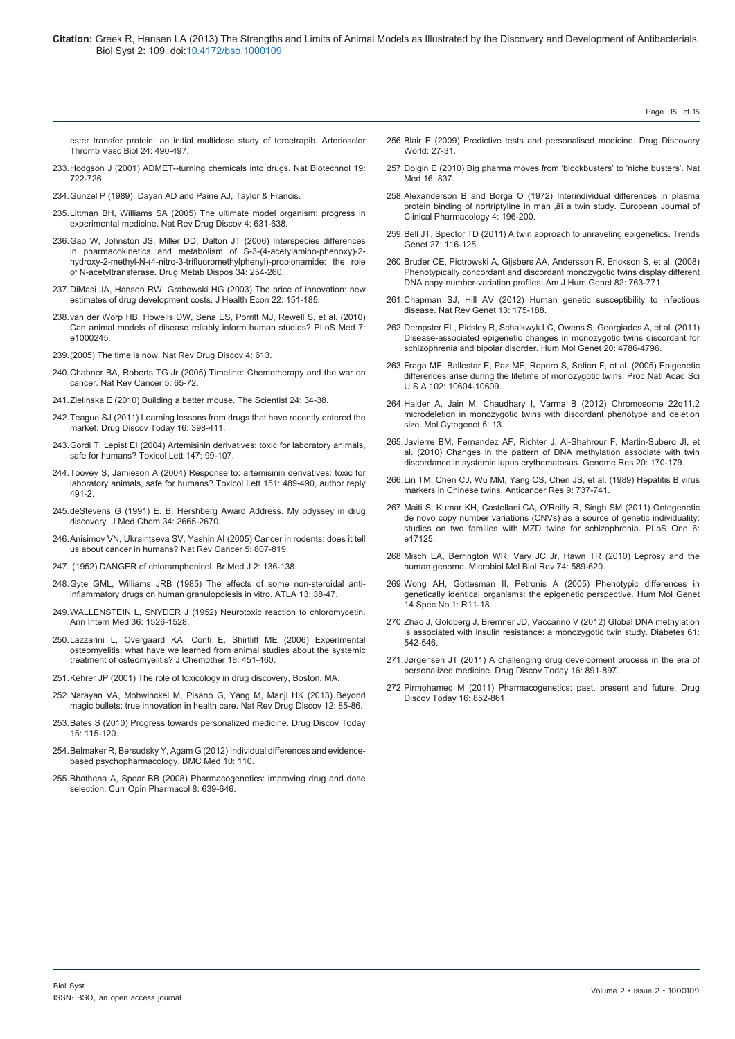ester transfer protein: an initial multidose study of torcetrapib. Arterioscler Thromb Vasc Biol 24: 490-497.

233. Hodgson J (2001) ADMET--turning chemicals into drugs. Nat Biotechnol 19: 722-726.

234. Gunzel P (1989), Dayan AD and Paine AJ, Taylor & Francis.

235. Littman BH, Williams SA (2005) The ultimate model organism: progress in experimental medicine. Nat Rev Drug Discov 4: 631-638.

236. Gao W, Johnston JS, Miller DD, Dalton JT (2006) Interspecies differences in pharmacokinetics and metabolism of S-3-(4-acetylamino-phenoxy)-2-hydroxy-2-methyl-N-(4-nitro-3-trifluoromethylphenyl)-propionamide: the role of N-acetyltransferase. Drug Metab Dispos 34: 254-260.

237. DiMasi JA, Hansen RW, Grabowski HG (2003) The price of innovation: new estimates of drug development costs. J Health Econ 22: 151-185.

238. van der Worp HB, Howells DW, Sena ES, Porritt MJ, Rewell S, et al. (2010) Can animal models of disease reliably inform human studies? PLoS Med 7: e1000245.

239. (2005) The time is now. Nat Rev Drug Discov 4: 613.

240. Chabner BA, Roberts TG Jr (2005) Timeline: Chemotherapy and the war on cancer. Nat Rev Cancer 5: 65-72.

241. Zielinska E (2010) Building a better mouse. The Scientist 24: 34-38.

242. Teague SJ (2011) Learning lessons from drugs that have recently entered the market. Drug Discov Today 16: 398-411.

243. Gordi T, Lepist EI (2004) Artemisinin derivatives: toxic for laboratory animals, safe for humans? Toxicol Lett 147: 99-107.

244. Toovey S, Jamieson A (2004) Response to: artemisinin derivatives: toxic for laboratory animals, safe for humans? Toxicol Lett 151: 489-490, author reply 491-2.

245. deStevens G (1991) E. B. Hershberg Award Address. My odyssey in drug discovery. J Med Chem 34: 2665-2670.

246. Anisimov VN, Ukraintseva SV, Yashin AI (2005) Cancer in rodents: does it tell us about cancer in humans? Nat Rev Cancer 5: 807-819.

247. (1952) DANGER of chloramphenicol. Br Med J 2: 136-138.

248. Gyte GML, Williams JRB (1985) The effects of some non-steroidal anti-inflammatory drugs on human granulopoiesis in vitro. ATLA 13: 38-47.

249. WALLENSTEIN L, SNYDER J (1952) Neurotoxic reaction to chloromycetin. Ann Intern Med 36: 1526-1528.

250. Lazzarini L, Overgaard KA, Conti E, Shirtliff ME (2006) Experimental osteomyelitis: what have we learned from animal studies about the systemic treatment of osteomyelitis? J Chemother 18: 451-460.

251. Kehrer JP (2001) The role of toxicology in drug discovery, Boston, MA.

252. Narayan VA, Mohwinckel M, Pisano G, Yang M, Manji HK (2013) Beyond magic bullets: true innovation in health care. Nat Rev Drug Discov 12: 85-86.

253. Bates S (2010) Progress towards personalized medicine. Drug Discov Today 15: 115-120.

254. Belmaker R, Bersudsky Y, Agam G (2012) Individual differences and evidence-based psychopharmacology. BMC Med 10: 110.

255. Bhathena A, Spear BB (2008) Pharmacogenetics: improving drug and dose selection. Curr Opin Pharmacol 8: 639-646.

256. Blair E (2009) Predictive tests and personalised medicine. Drug Discovery World: 27-31.

257. Dolgin E (2010) Big pharma moves from 'blockbusters' to 'niche busters'. Nat Med 16: 837.

258. Alexanderson B and Borga O (1972) Interindividual differences in plasma protein binding of nortriptyline in man ‚äì a twin study. European Journal of Clinical Pharmacology 4: 196-200.

259. Bell JT, Spector TD (2011) A twin approach to unraveling epigenetics. Trends Genet 27: 116-125.

260. Bruder CE, Piotrowski A, Gijsbers AA, Andersson R, Erickson S, et al. (2008) Phenotypically concordant and discordant monozygotic twins display different DNA copy-number-variation profiles. Am J Hum Genet 82: 763-771.

261. Chapman SJ, Hill AV (2012) Human genetic susceptibility to infectious disease. Nat Rev Genet 13: 175-188.

262. Dempster EL, Pidsley R, Schalkwyk LC, Owens S, Georgiades A, et al. (2011) Disease-associated epigenetic changes in monozygotic twins discordant for schizophrenia and bipolar disorder. Hum Mol Genet 20: 4786-4796.

263. Fraga MF, Ballestar E, Paz MF, Ropero S, Setien F, et al. (2005) Epigenetic differences arise during the lifetime of monozygotic twins. Proc Natl Acad Sci U S A 102: 10604-10609.

264. Halder A, Jain M, Chaudhary I, Varma B (2012) Chromosome 22q11.2 microdeletion in monozygotic twins with discordant phenotype and deletion size. Mol Cytogenet 5: 13.

265. Javierre BM, Fernandez AF, Richter J, Al-Shahrour F, Martin-Subero JI, et al. (2010) Changes in the pattern of DNA methylation associate with twin discordance in systemic lupus erythematosus. Genome Res 20: 170-179.

266. Lin TM, Chen CJ, Wu MM, Yang CS, Chen JS, et al. (1989) Hepatitis B virus markers in Chinese twins. Anticancer Res 9: 737-741.

267. Maiti S, Kumar KH, Castellani CA, O'Reilly R, Singh SM (2011) Ontogenetic de novo copy number variations (CNVs) as a source of genetic individuality: studies on two families with MZD twins for schizophrenia. PLoS One 6: e17125.

268. Misch EA, Berrington WR, Vary JC Jr, Hawn TR (2010) Leprosy and the human genome. Microbiol Mol Biol Rev 74: 589-620.

269. Wong AH, Gottesman II, Petronis A (2005) Phenotypic differences in genetically identical organisms: the epigenetic perspective. Hum Mol Genet 14 Spec No 1: R11-18.

270. Zhao J, Goldberg J, Bremner JD, Vaccarino V (2012) Global DNA methylation is associated with insulin resistance: a monozygotic twin study. Diabetes 61: 542-546.

271. Jørgensen JT (2011) A challenging drug development process in the era of personalized medicine. Drug Discov Today 16: 891-897.

272. Pirmohamed M (2011) Pharmacogenetics: past, present and future. Drug Discov Today 16: 852-861.